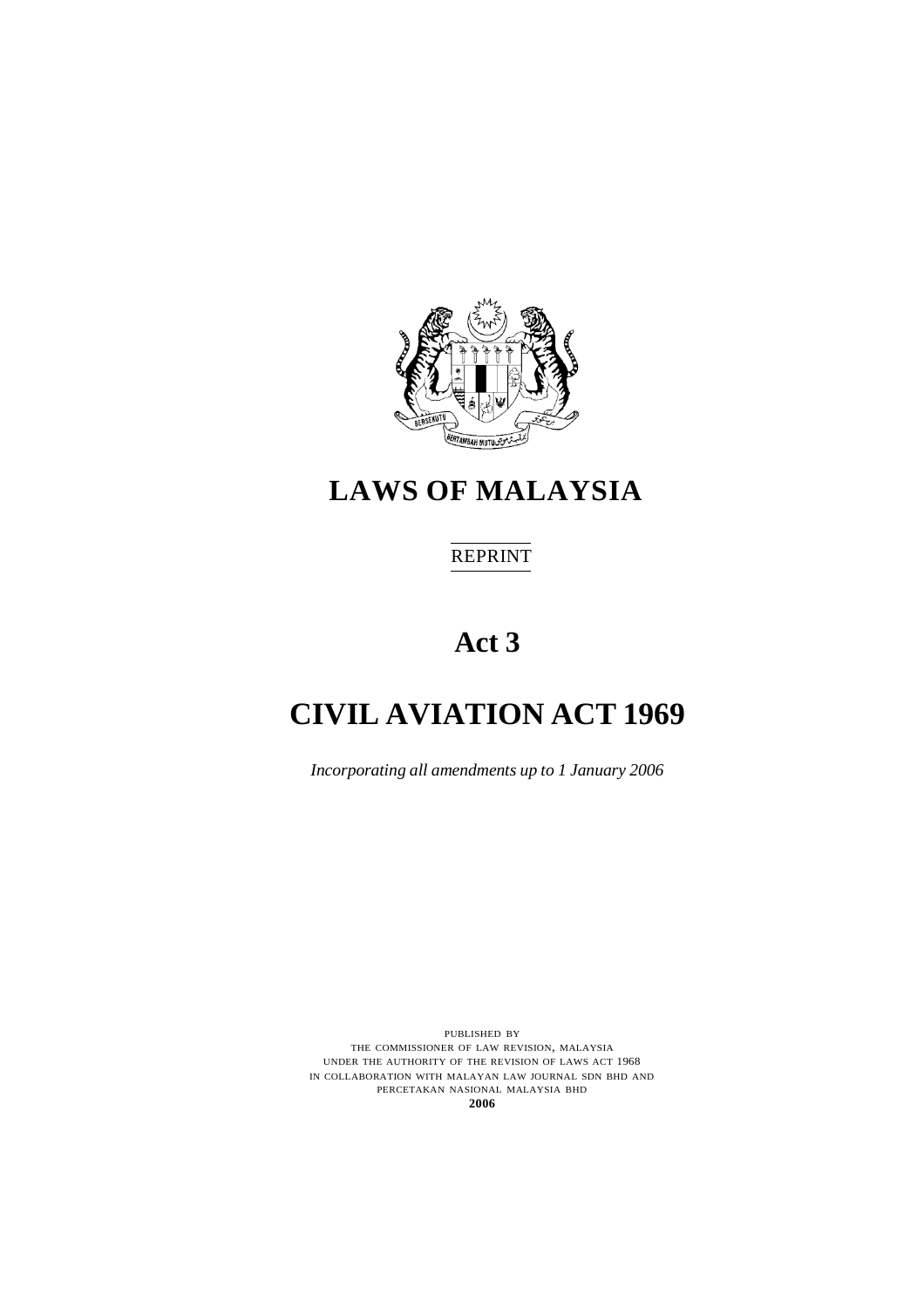# LAWS OF MALAYSIA

REPRINT

## Act 3

# CIVIL AVIATION ACT 1969

*Incorporating all amendments up to 1 January 2006*

PUBLISHED BY
THE COMMISSIONER OF LAW REVISION, MALAYSIA
UNDER THE AUTHORITY OF THE REVISION OF LAWS ACT 1968
IN COLLABORATION WITH MALAYAN LAW JOURNAL SDN BHD AND
PERCETAKAN NASIONAL MALAYSIA BHD
**2006**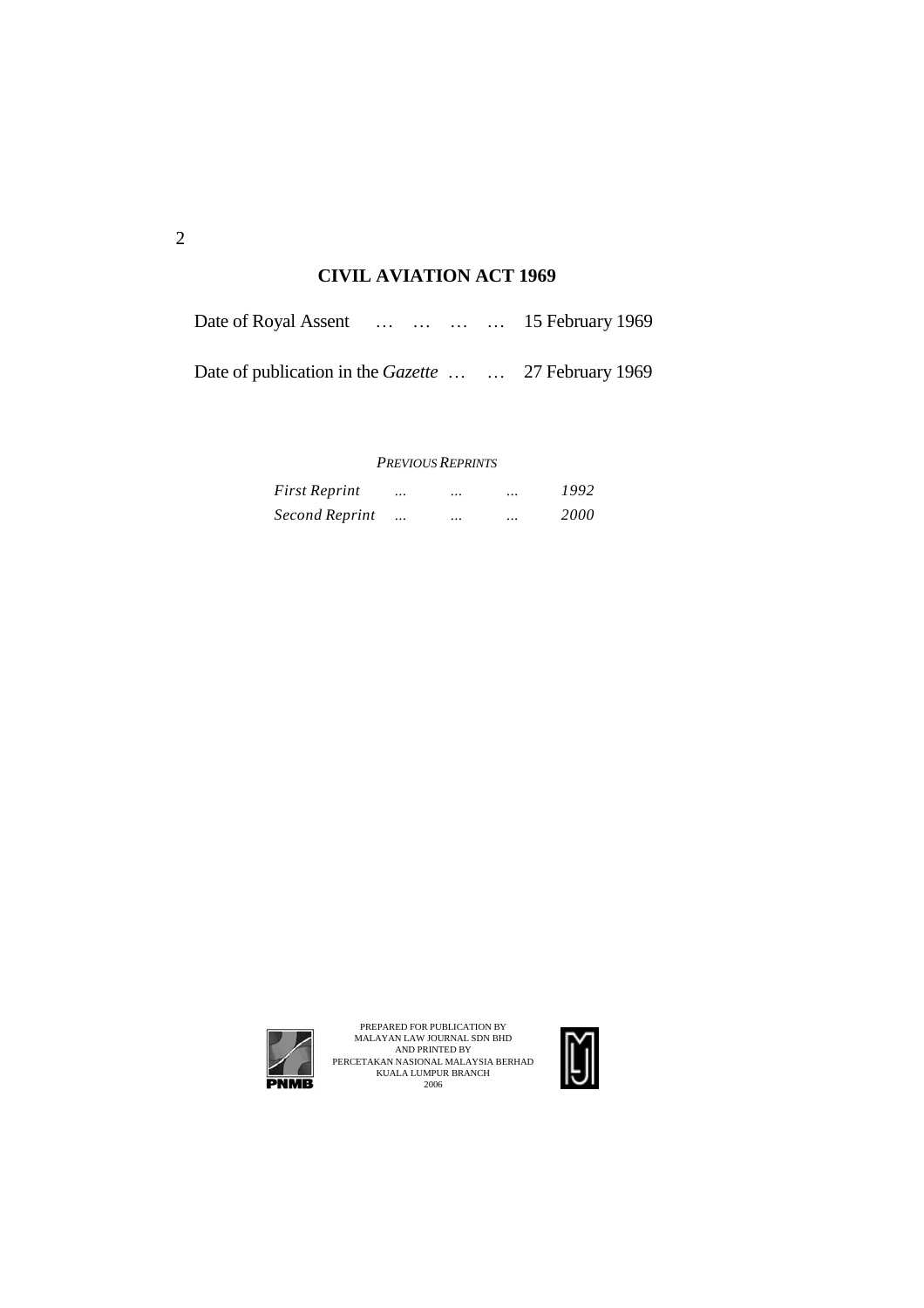## CIVIL AVIATION ACT 1969

Date of Royal Assent … … … … 15 February 1969

Date of publication in the *Gazette* … … 27 February 1969

*PREVIOUS REPRINTS*

| | |
|---|---|
| *First Reprint* ... ... ... | *1992* |
| *Second Reprint* ... ... ... | *2000* |

PREPARED FOR PUBLICATION BY
MALAYAN LAW JOURNAL SDN BHD
AND PRINTED BY
PERCETAKAN NASIONAL MALAYSIA BERHAD
KUALA LUMPUR BRANCH
2006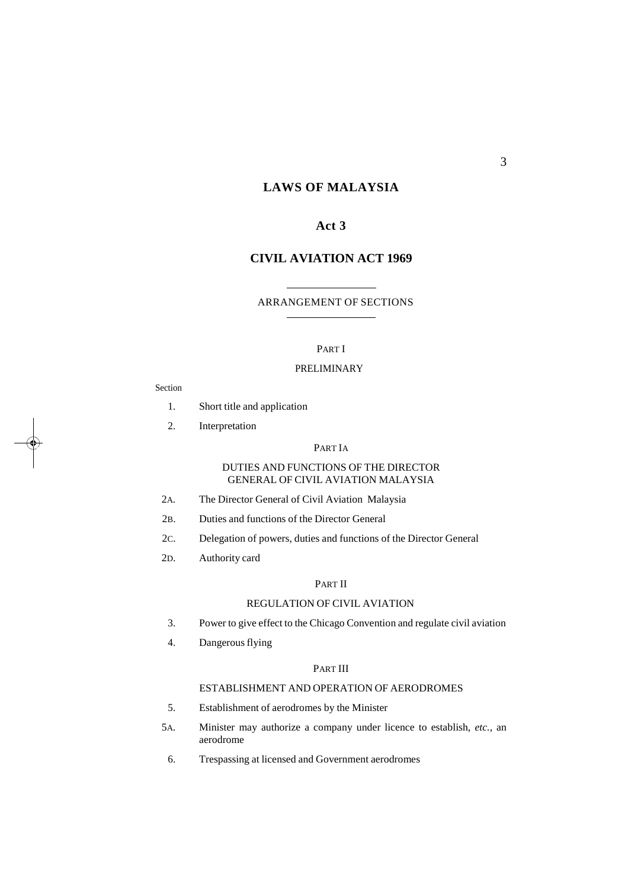# LAWS OF MALAYSIA

## Act 3

## CIVIL AVIATION ACT 1969

ARRANGEMENT OF SECTIONS

PART I

PRELIMINARY

Section

1. Short title and application
2. Interpretation

PART IA

DUTIES AND FUNCTIONS OF THE DIRECTOR GENERAL OF CIVIL AVIATION MALAYSIA

2A. The Director General of Civil Aviation Malaysia

2B. Duties and functions of the Director General

2C. Delegation of powers, duties and functions of the Director General

2D. Authority card

PART II

REGULATION OF CIVIL AVIATION

3. Power to give effect to the Chicago Convention and regulate civil aviation
4. Dangerous flying

PART III

ESTABLISHMENT AND OPERATION OF AERODROMES

5. Establishment of aerodromes by the Minister

5A. Minister may authorize a company under licence to establish, *etc.*, an aerodrome

6. Trespassing at licensed and Government aerodromes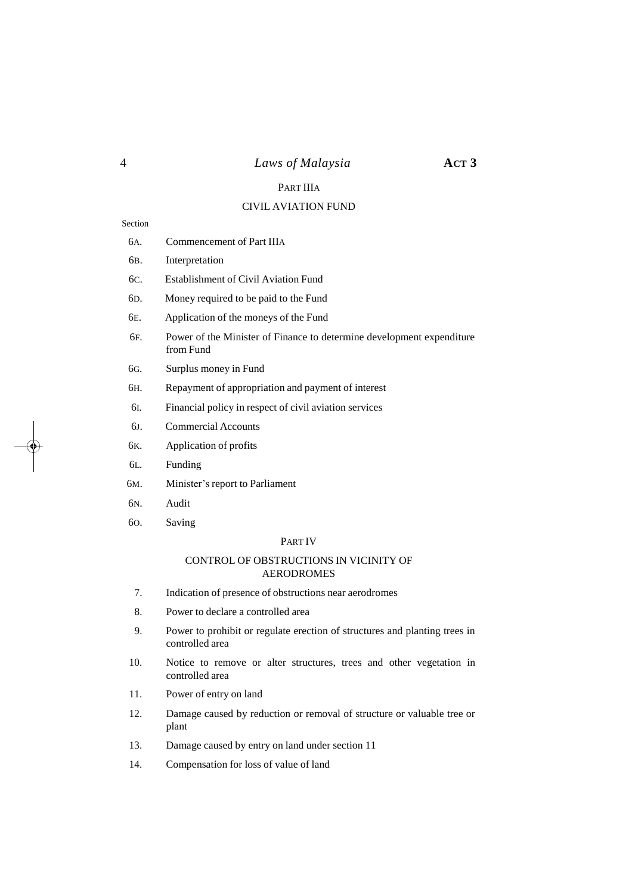## PART IIIA

## CIVIL AVIATION FUND

Section

6A. Commencement of Part IIIA

6B. Interpretation

6C. Establishment of Civil Aviation Fund

6D. Money required to be paid to the Fund

6E. Application of the moneys of the Fund

6F. Power of the Minister of Finance to determine development expenditure from Fund

6G. Surplus money in Fund

6H. Repayment of appropriation and payment of interest

6I. Financial policy in respect of civil aviation services

6J. Commercial Accounts

6K. Application of profits

6L. Funding

6M. Minister's report to Parliament

6N. Audit

6O. Saving

## PART IV

## CONTROL OF OBSTRUCTIONS IN VICINITY OF AERODROMES

7. Indication of presence of obstructions near aerodromes

8. Power to declare a controlled area

9. Power to prohibit or regulate erection of structures and planting trees in controlled area

10. Notice to remove or alter structures, trees and other vegetation in controlled area

11. Power of entry on land

12. Damage caused by reduction or removal of structure or valuable tree or plant

13. Damage caused by entry on land under section 11

14. Compensation for loss of value of land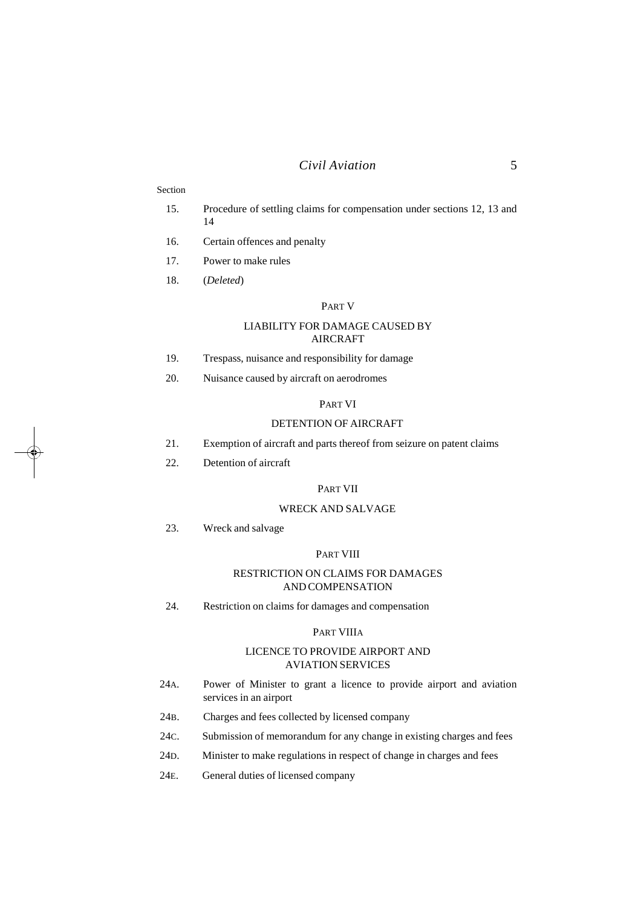Section

15. Procedure of settling claims for compensation under sections 12, 13 and 14
16. Certain offences and penalty
17. Power to make rules
18. (*Deleted*)

PART V

LIABILITY FOR DAMAGE CAUSED BY AIRCRAFT

19. Trespass, nuisance and responsibility for damage
20. Nuisance caused by aircraft on aerodromes

PART VI

DETENTION OF AIRCRAFT

21. Exemption of aircraft and parts thereof from seizure on patent claims
22. Detention of aircraft

PART VII

WRECK AND SALVAGE

23. Wreck and salvage

PART VIII

RESTRICTION ON CLAIMS FOR DAMAGES AND COMPENSATION

24. Restriction on claims for damages and compensation

PART VIIIA

LICENCE TO PROVIDE AIRPORT AND AVIATION SERVICES

24A. Power of Minister to grant a licence to provide airport and aviation services in an airport

24B. Charges and fees collected by licensed company

24C. Submission of memorandum for any change in existing charges and fees

24D. Minister to make regulations in respect of change in charges and fees

24E. General duties of licensed company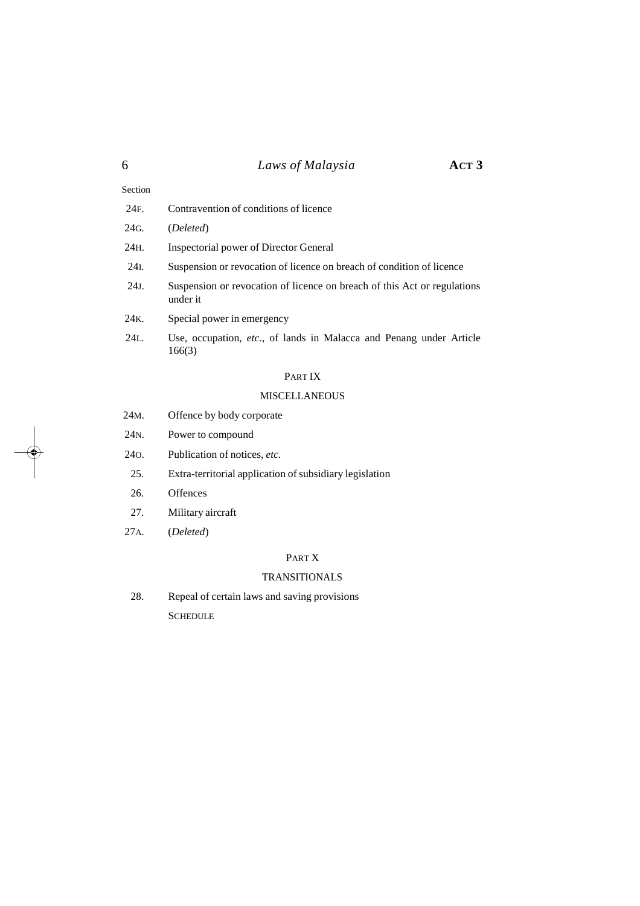Section

| | |
|---|---|
| 24F. | Contravention of conditions of licence |
| 24G. | (*Deleted*) |
| 24H. | Inspectorial power of Director General |
| 24I. | Suspension or revocation of licence on breach of condition of licence |
| 24J. | Suspension or revocation of licence on breach of this Act or regulations under it |
| 24K. | Special power in emergency |
| 24L. | Use, occupation, *etc*., of lands in Malacca and Penang under Article 166(3) |

PART IX

MISCELLANEOUS

| | |
|---|---|
| 24M. | Offence by body corporate |
| 24N. | Power to compound |
| 24O. | Publication of notices, *etc.* |
| 25. | Extra-territorial application of subsidiary legislation |
| 26. | Offences |
| 27. | Military aircraft |
| 27A. | (*Deleted*) |

PART X

TRANSITIONALS

| | |
|---|---|
| 28. | Repeal of certain laws and saving provisions |
| | SCHEDULE |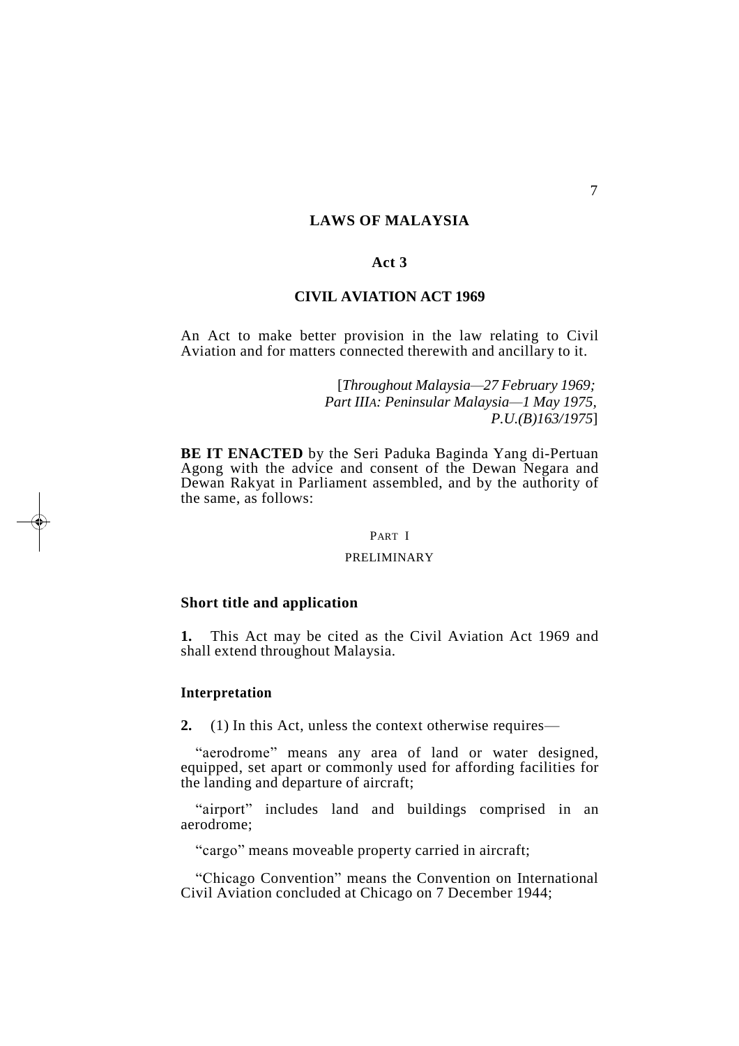# LAWS OF MALAYSIA

## Act 3

## CIVIL AVIATION ACT 1969

An Act to make better provision in the law relating to Civil Aviation and for matters connected therewith and ancillary to it.

[*Throughout Malaysia—27 February 1969; Part IIIA: Peninsular Malaysia—1 May 1975, P.U.(B)163/1975*]

**BE IT ENACTED** by the Seri Paduka Baginda Yang di-Pertuan Agong with the advice and consent of the Dewan Negara and Dewan Rakyat in Parliament assembled, and by the authority of the same, as follows:

### PART I

### PRELIMINARY

#### Short title and application

**1.** This Act may be cited as the Civil Aviation Act 1969 and shall extend throughout Malaysia.

#### Interpretation

**2.** (1) In this Act, unless the context otherwise requires—

"aerodrome" means any area of land or water designed, equipped, set apart or commonly used for affording facilities for the landing and departure of aircraft;

"airport" includes land and buildings comprised in an aerodrome;

"cargo" means moveable property carried in aircraft;

"Chicago Convention" means the Convention on International Civil Aviation concluded at Chicago on 7 December 1944;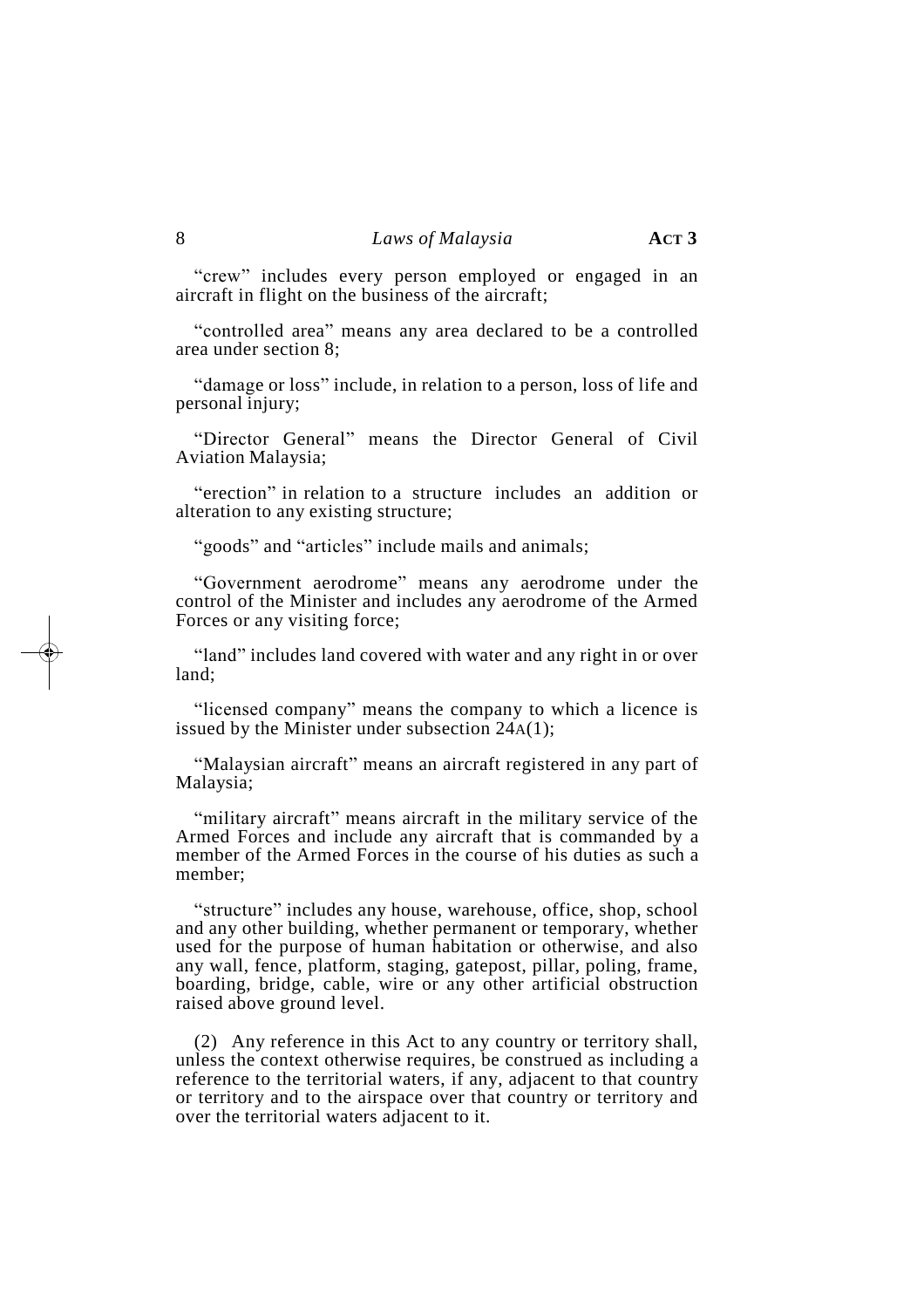"crew" includes every person employed or engaged in an aircraft in flight on the business of the aircraft;

"controlled area" means any area declared to be a controlled area under section 8;

"damage or loss" include, in relation to a person, loss of life and personal injury;

"Director General" means the Director General of Civil Aviation Malaysia;

"erection" in relation to a structure includes an addition or alteration to any existing structure;

"goods" and "articles" include mails and animals;

"Government aerodrome" means any aerodrome under the control of the Minister and includes any aerodrome of the Armed Forces or any visiting force;

"land" includes land covered with water and any right in or over land;

"licensed company" means the company to which a licence is issued by the Minister under subsection 24A(1);

"Malaysian aircraft" means an aircraft registered in any part of Malaysia;

"military aircraft" means aircraft in the military service of the Armed Forces and include any aircraft that is commanded by a member of the Armed Forces in the course of his duties as such a member;

"structure" includes any house, warehouse, office, shop, school and any other building, whether permanent or temporary, whether used for the purpose of human habitation or otherwise, and also any wall, fence, platform, staging, gatepost, pillar, poling, frame, boarding, bridge, cable, wire or any other artificial obstruction raised above ground level.

(2) Any reference in this Act to any country or territory shall, unless the context otherwise requires, be construed as including a reference to the territorial waters, if any, adjacent to that country or territory and to the airspace over that country or territory and over the territorial waters adjacent to it.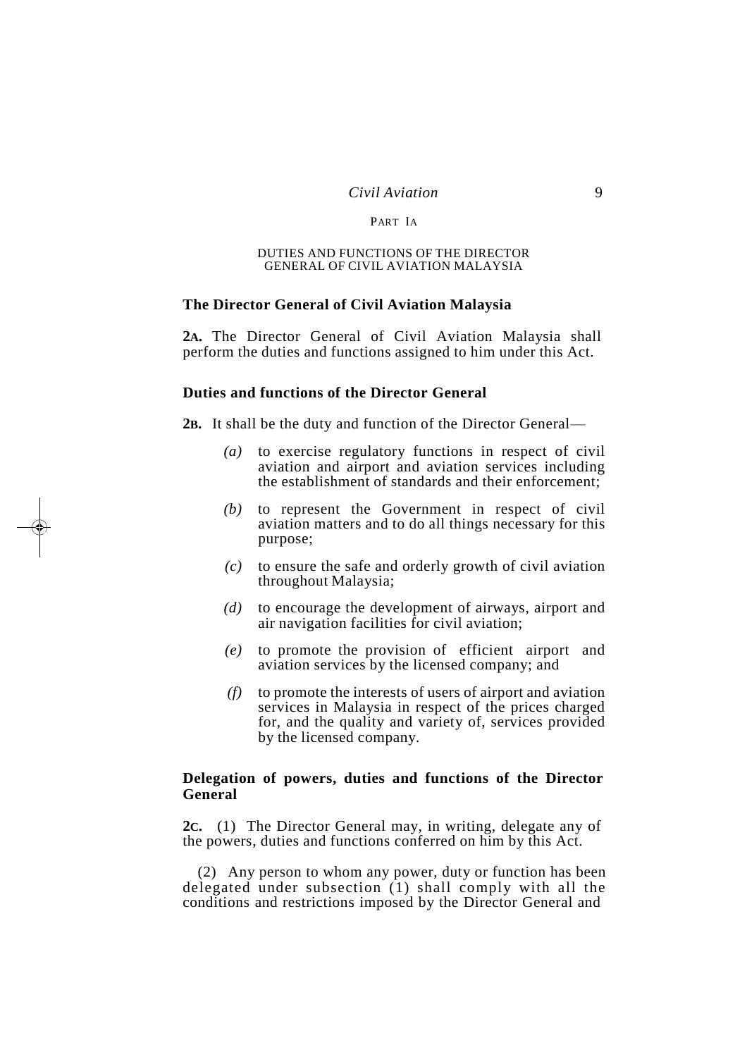PART IA

DUTIES AND FUNCTIONS OF THE DIRECTOR GENERAL OF CIVIL AVIATION MALAYSIA

**The Director General of Civil Aviation Malaysia**

**2A.** The Director General of Civil Aviation Malaysia shall perform the duties and functions assigned to him under this Act.

**Duties and functions of the Director General**

**2B.** It shall be the duty and function of the Director General—

*(a)* to exercise regulatory functions in respect of civil aviation and airport and aviation services including the establishment of standards and their enforcement;

*(b)* to represent the Government in respect of civil aviation matters and to do all things necessary for this purpose;

*(c)* to ensure the safe and orderly growth of civil aviation throughout Malaysia;

*(d)* to encourage the development of airways, airport and air navigation facilities for civil aviation;

*(e)* to promote the provision of efficient airport and aviation services by the licensed company; and

*(f)* to promote the interests of users of airport and aviation services in Malaysia in respect of the prices charged for, and the quality and variety of, services provided by the licensed company.

**Delegation of powers, duties and functions of the Director General**

**2C.** (1) The Director General may, in writing, delegate any of the powers, duties and functions conferred on him by this Act.

(2) Any person to whom any power, duty or function has been delegated under subsection (1) shall comply with all the conditions and restrictions imposed by the Director General and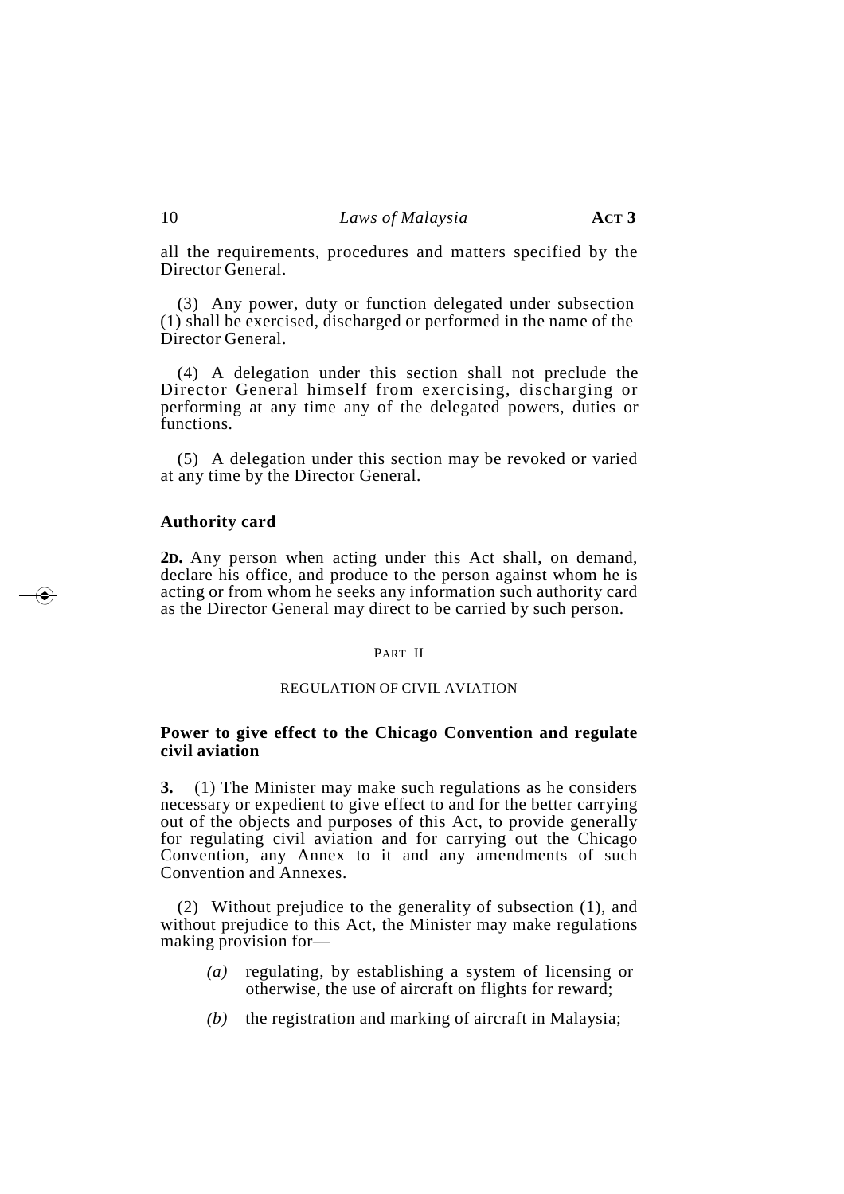all the requirements, procedures and matters specified by the Director General.

(3) Any power, duty or function delegated under subsection (1) shall be exercised, discharged or performed in the name of the Director General.

(4) A delegation under this section shall not preclude the Director General himself from exercising, discharging or performing at any time any of the delegated powers, duties or functions.

(5) A delegation under this section may be revoked or varied at any time by the Director General.

**Authority card**

**2D.** Any person when acting under this Act shall, on demand, declare his office, and produce to the person against whom he is acting or from whom he seeks any information such authority card as the Director General may direct to be carried by such person.

PART II

REGULATION OF CIVIL AVIATION

**Power to give effect to the Chicago Convention and regulate civil aviation**

**3.** (1) The Minister may make such regulations as he considers necessary or expedient to give effect to and for the better carrying out of the objects and purposes of this Act, to provide generally for regulating civil aviation and for carrying out the Chicago Convention, any Annex to it and any amendments of such Convention and Annexes.

(2) Without prejudice to the generality of subsection (1), and without prejudice to this Act, the Minister may make regulations making provision for—

*(a)* regulating, by establishing a system of licensing or otherwise, the use of aircraft on flights for reward;

*(b)* the registration and marking of aircraft in Malaysia;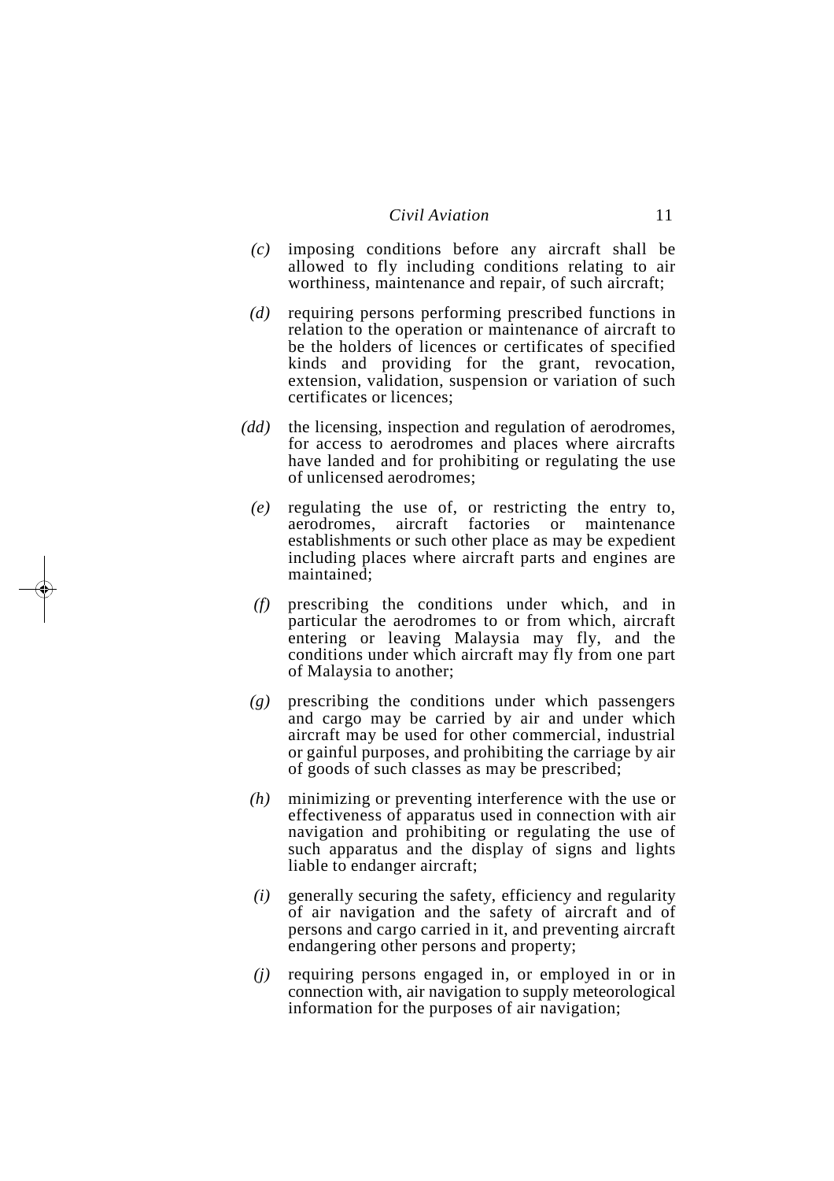*(c)* imposing conditions before any aircraft shall be allowed to fly including conditions relating to air worthiness, maintenance and repair, of such aircraft;

*(d)* requiring persons performing prescribed functions in relation to the operation or maintenance of aircraft to be the holders of licences or certificates of specified kinds and providing for the grant, revocation, extension, validation, suspension or variation of such certificates or licences;

*(dd)* the licensing, inspection and regulation of aerodromes, for access to aerodromes and places where aircrafts have landed and for prohibiting or regulating the use of unlicensed aerodromes;

*(e)* regulating the use of, or restricting the entry to, aerodromes, aircraft factories or maintenance establishments or such other place as may be expedient including places where aircraft parts and engines are maintained;

*(f)* prescribing the conditions under which, and in particular the aerodromes to or from which, aircraft entering or leaving Malaysia may fly, and the conditions under which aircraft may fly from one part of Malaysia to another;

*(g)* prescribing the conditions under which passengers and cargo may be carried by air and under which aircraft may be used for other commercial, industrial or gainful purposes, and prohibiting the carriage by air of goods of such classes as may be prescribed;

*(h)* minimizing or preventing interference with the use or effectiveness of apparatus used in connection with air navigation and prohibiting or regulating the use of such apparatus and the display of signs and lights liable to endanger aircraft;

*(i)* generally securing the safety, efficiency and regularity of air navigation and the safety of aircraft and of persons and cargo carried in it, and preventing aircraft endangering other persons and property;

*(j)* requiring persons engaged in, or employed in or in connection with, air navigation to supply meteorological information for the purposes of air navigation;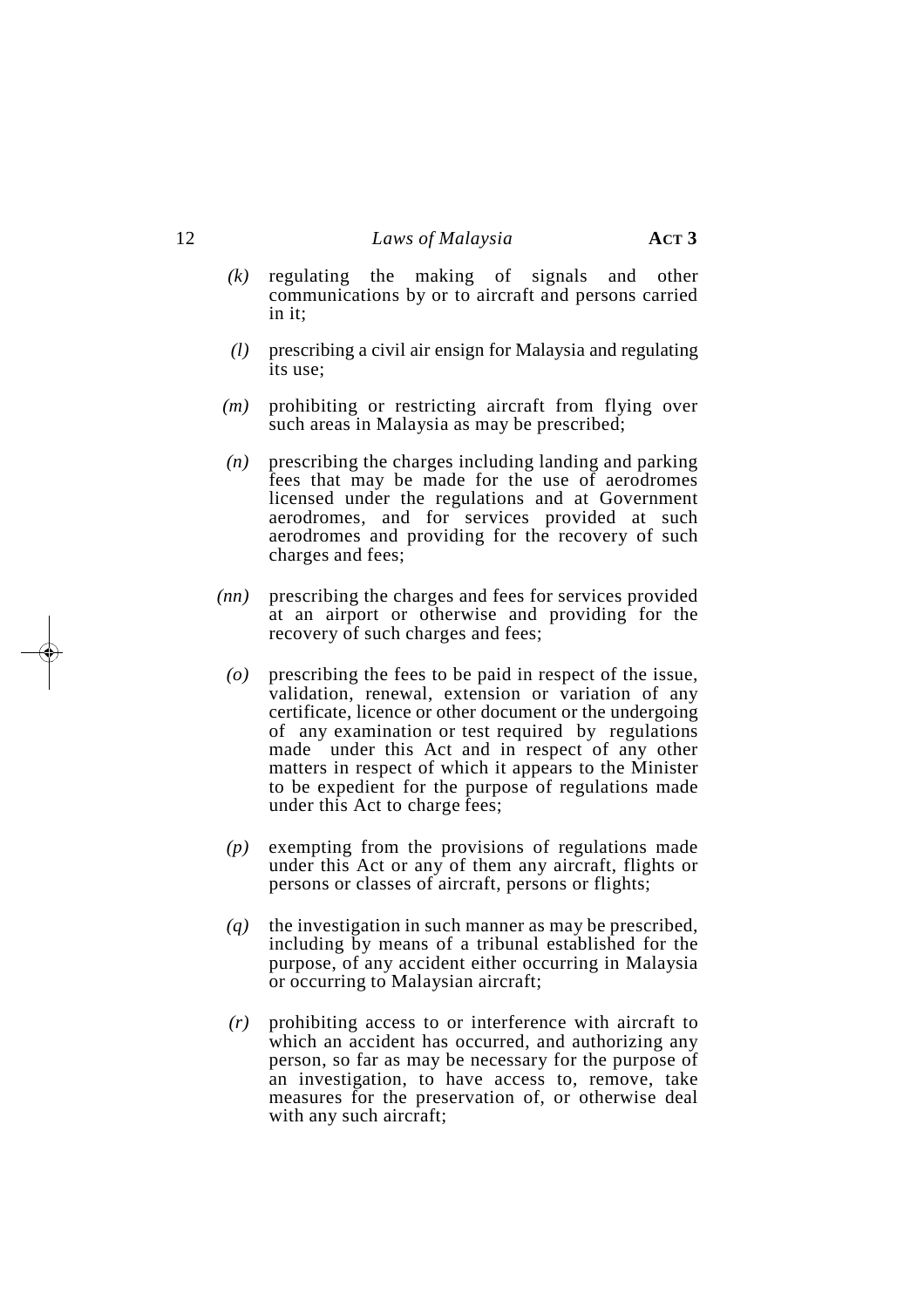*(k)* regulating the making of signals and other communications by or to aircraft and persons carried in it;

*(l)* prescribing a civil air ensign for Malaysia and regulating its use;

*(m)* prohibiting or restricting aircraft from flying over such areas in Malaysia as may be prescribed;

*(n)* prescribing the charges including landing and parking fees that may be made for the use of aerodromes licensed under the regulations and at Government aerodromes, and for services provided at such aerodromes and providing for the recovery of such charges and fees;

*(nn)* prescribing the charges and fees for services provided at an airport or otherwise and providing for the recovery of such charges and fees;

*(o)* prescribing the fees to be paid in respect of the issue, validation, renewal, extension or variation of any certificate, licence or other document or the undergoing of any examination or test required by regulations made under this Act and in respect of any other matters in respect of which it appears to the Minister to be expedient for the purpose of regulations made under this Act to charge fees;

*(p)* exempting from the provisions of regulations made under this Act or any of them any aircraft, flights or persons or classes of aircraft, persons or flights;

*(q)* the investigation in such manner as may be prescribed, including by means of a tribunal established for the purpose, of any accident either occurring in Malaysia or occurring to Malaysian aircraft;

*(r)* prohibiting access to or interference with aircraft to which an accident has occurred, and authorizing any person, so far as may be necessary for the purpose of an investigation, to have access to, remove, take measures for the preservation of, or otherwise deal with any such aircraft;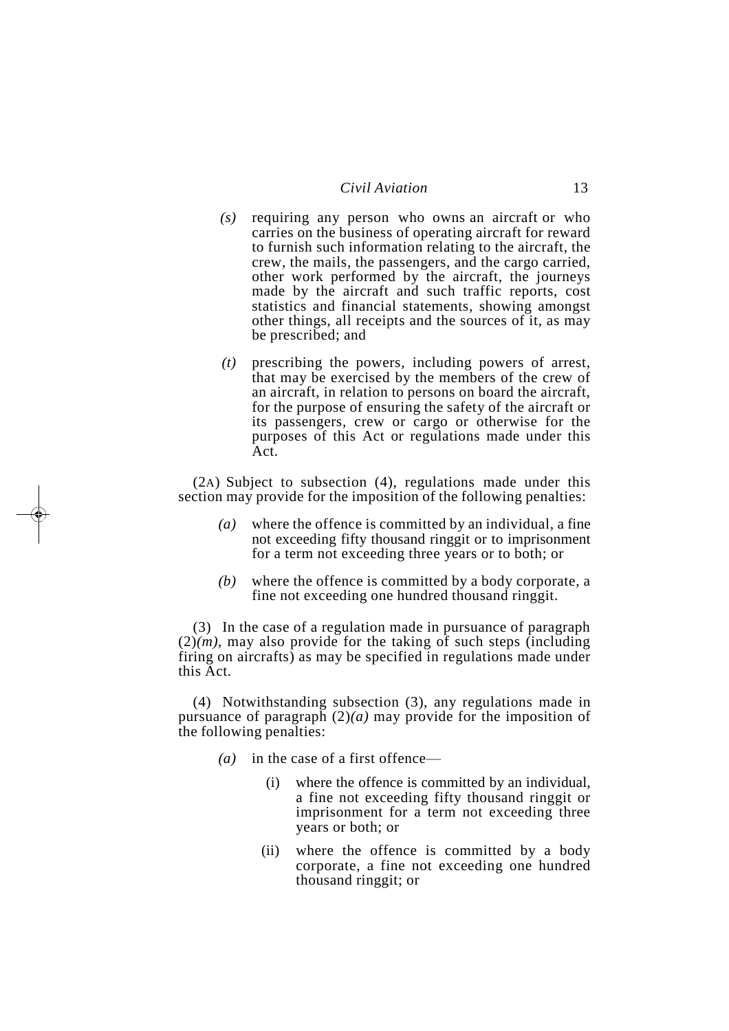*(s)* requiring any person who owns an aircraft or who carries on the business of operating aircraft for reward to furnish such information relating to the aircraft, the crew, the mails, the passengers, and the cargo carried, other work performed by the aircraft, the journeys made by the aircraft and such traffic reports, cost statistics and financial statements, showing amongst other things, all receipts and the sources of it, as may be prescribed; and

*(t)* prescribing the powers, including powers of arrest, that may be exercised by the members of the crew of an aircraft, in relation to persons on board the aircraft, for the purpose of ensuring the safety of the aircraft or its passengers, crew or cargo or otherwise for the purposes of this Act or regulations made under this Act.

(2A) Subject to subsection (4), regulations made under this section may provide for the imposition of the following penalties:

*(a)* where the offence is committed by an individual, a fine not exceeding fifty thousand ringgit or to imprisonment for a term not exceeding three years or to both; or

*(b)* where the offence is committed by a body corporate, a fine not exceeding one hundred thousand ringgit.

(3) In the case of a regulation made in pursuance of paragraph (2)*(m)*, may also provide for the taking of such steps (including firing on aircrafts) as may be specified in regulations made under this Act.

(4) Notwithstanding subsection (3), any regulations made in pursuance of paragraph (2)*(a)* may provide for the imposition of the following penalties:

*(a)* in the case of a first offence—

(i) where the offence is committed by an individual, a fine not exceeding fifty thousand ringgit or imprisonment for a term not exceeding three years or both; or

(ii) where the offence is committed by a body corporate, a fine not exceeding one hundred thousand ringgit; or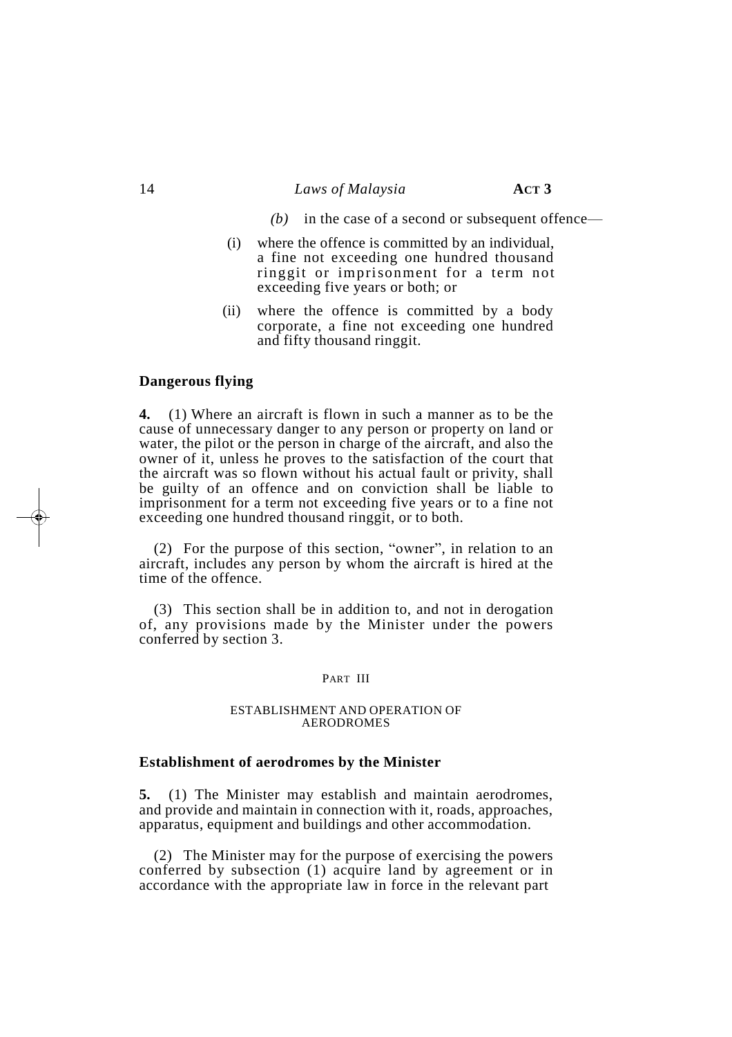*(b)* in the case of a second or subsequent offence—

(i) where the offence is committed by an individual, a fine not exceeding one hundred thousand ringgit or imprisonment for a term not exceeding five years or both; or

(ii) where the offence is committed by a body corporate, a fine not exceeding one hundred and fifty thousand ringgit.

**Dangerous flying**

**4.** (1) Where an aircraft is flown in such a manner as to be the cause of unnecessary danger to any person or property on land or water, the pilot or the person in charge of the aircraft, and also the owner of it, unless he proves to the satisfaction of the court that the aircraft was so flown without his actual fault or privity, shall be guilty of an offence and on conviction shall be liable to imprisonment for a term not exceeding five years or to a fine not exceeding one hundred thousand ringgit, or to both.

(2) For the purpose of this section, "owner", in relation to an aircraft, includes any person by whom the aircraft is hired at the time of the offence.

(3) This section shall be in addition to, and not in derogation of, any provisions made by the Minister under the powers conferred by section 3.

## PART III

## ESTABLISHMENT AND OPERATION OF AERODROMES

**Establishment of aerodromes by the Minister**

**5.** (1) The Minister may establish and maintain aerodromes, and provide and maintain in connection with it, roads, approaches, apparatus, equipment and buildings and other accommodation.

(2) The Minister may for the purpose of exercising the powers conferred by subsection (1) acquire land by agreement or in accordance with the appropriate law in force in the relevant part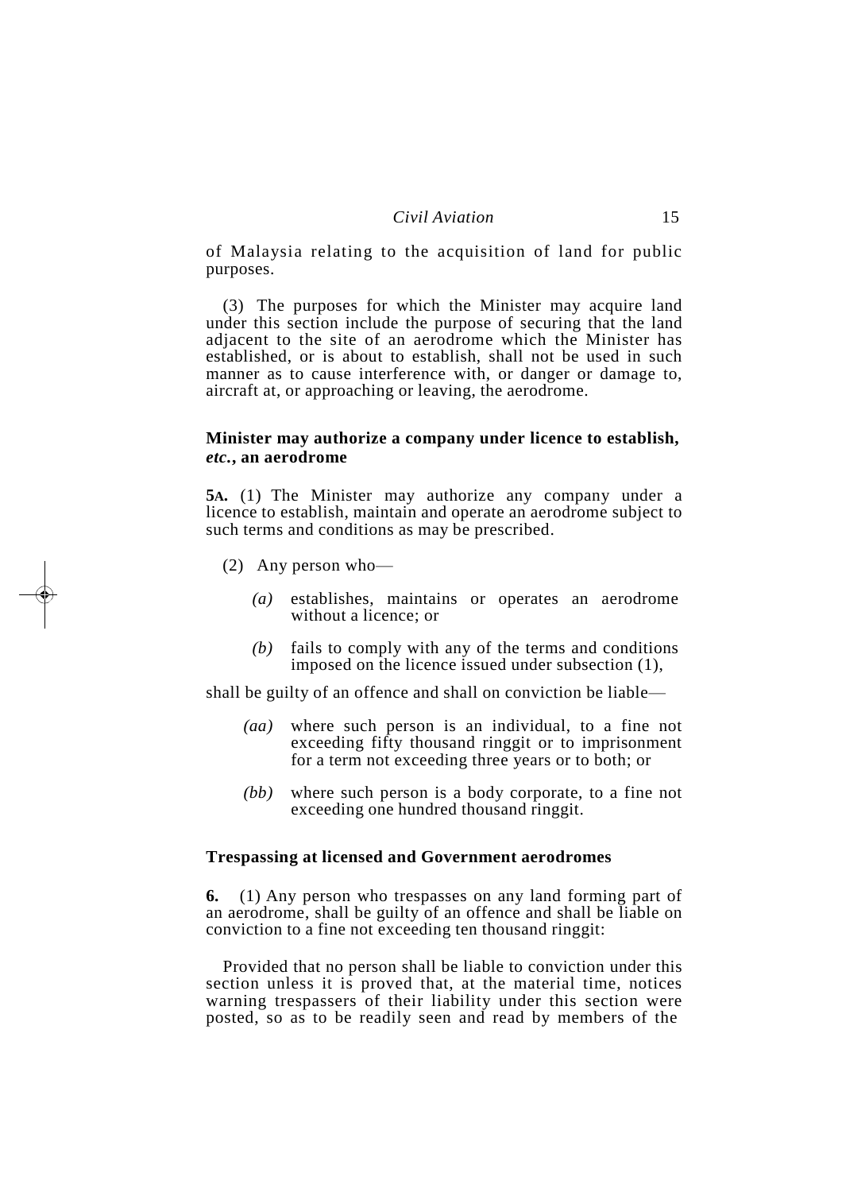of Malaysia relating to the acquisition of land for public purposes.

(3) The purposes for which the Minister may acquire land under this section include the purpose of securing that the land adjacent to the site of an aerodrome which the Minister has established, or is about to establish, shall not be used in such manner as to cause interference with, or danger or damage to, aircraft at, or approaching or leaving, the aerodrome.

**Minister may authorize a company under licence to establish, *etc.*, an aerodrome**

**5A.** (1) The Minister may authorize any company under a licence to establish, maintain and operate an aerodrome subject to such terms and conditions as may be prescribed.

(2) Any person who—

*(a)* establishes, maintains or operates an aerodrome without a licence; or

*(b)* fails to comply with any of the terms and conditions imposed on the licence issued under subsection (1),

shall be guilty of an offence and shall on conviction be liable—

*(aa)* where such person is an individual, to a fine not exceeding fifty thousand ringgit or to imprisonment for a term not exceeding three years or to both; or

*(bb)* where such person is a body corporate, to a fine not exceeding one hundred thousand ringgit.

**Trespassing at licensed and Government aerodromes**

**6.** (1) Any person who trespasses on any land forming part of an aerodrome, shall be guilty of an offence and shall be liable on conviction to a fine not exceeding ten thousand ringgit:

Provided that no person shall be liable to conviction under this section unless it is proved that, at the material time, notices warning trespassers of their liability under this section were posted, so as to be readily seen and read by members of the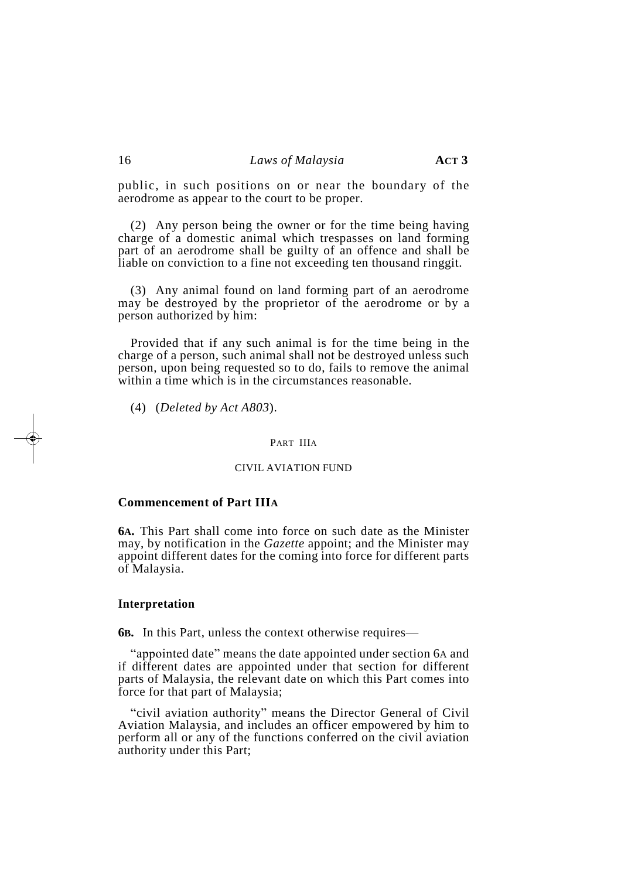public, in such positions on or near the boundary of the aerodrome as appear to the court to be proper.

(2) Any person being the owner or for the time being having charge of a domestic animal which trespasses on land forming part of an aerodrome shall be guilty of an offence and shall be liable on conviction to a fine not exceeding ten thousand ringgit.

(3) Any animal found on land forming part of an aerodrome may be destroyed by the proprietor of the aerodrome or by a person authorized by him:

Provided that if any such animal is for the time being in the charge of a person, such animal shall not be destroyed unless such person, upon being requested so to do, fails to remove the animal within a time which is in the circumstances reasonable.

(4) (*Deleted by Act A803*).

## PART IIIA

## CIVIL AVIATION FUND

### Commencement of Part IIIA

**6A.** This Part shall come into force on such date as the Minister may, by notification in the *Gazette* appoint; and the Minister may appoint different dates for the coming into force for different parts of Malaysia.

### Interpretation

**6B.** In this Part, unless the context otherwise requires—

"appointed date" means the date appointed under section 6A and if different dates are appointed under that section for different parts of Malaysia, the relevant date on which this Part comes into force for that part of Malaysia;

"civil aviation authority" means the Director General of Civil Aviation Malaysia, and includes an officer empowered by him to perform all or any of the functions conferred on the civil aviation authority under this Part;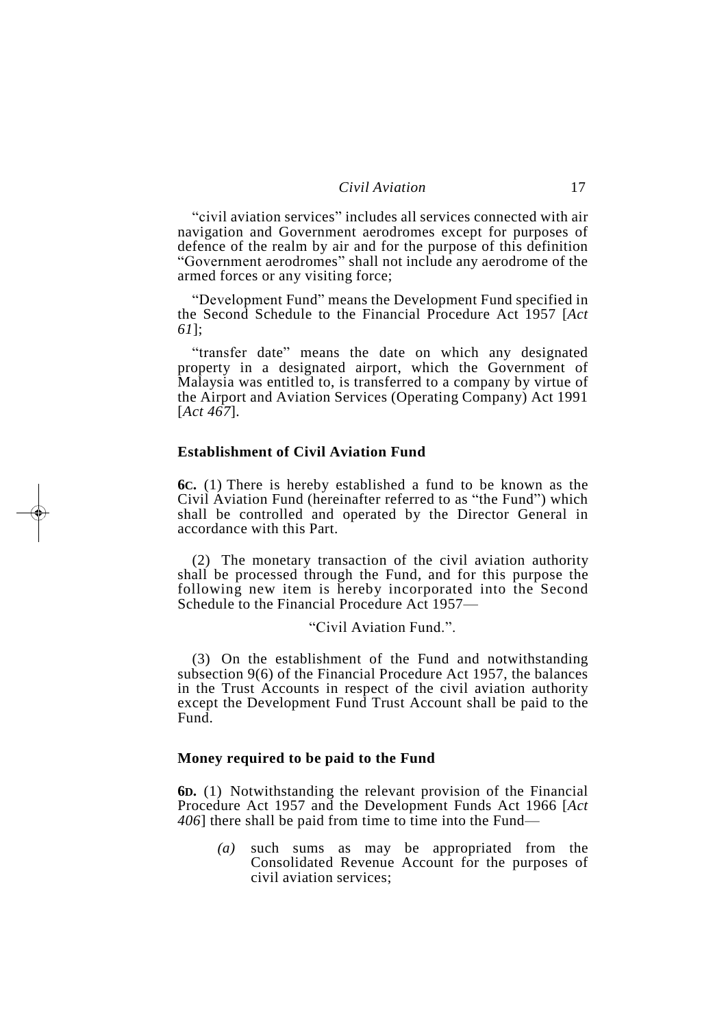"civil aviation services" includes all services connected with air navigation and Government aerodromes except for purposes of defence of the realm by air and for the purpose of this definition "Government aerodromes" shall not include any aerodrome of the armed forces or any visiting force;

"Development Fund" means the Development Fund specified in the Second Schedule to the Financial Procedure Act 1957 [*Act 61*];

"transfer date" means the date on which any designated property in a designated airport, which the Government of Malaysia was entitled to, is transferred to a company by virtue of the Airport and Aviation Services (Operating Company) Act 1991 [*Act 467*].

### Establishment of Civil Aviation Fund

**6C.** (1) There is hereby established a fund to be known as the Civil Aviation Fund (hereinafter referred to as "the Fund") which shall be controlled and operated by the Director General in accordance with this Part.

(2) The monetary transaction of the civil aviation authority shall be processed through the Fund, and for this purpose the following new item is hereby incorporated into the Second Schedule to the Financial Procedure Act 1957—

"Civil Aviation Fund.".

(3) On the establishment of the Fund and notwithstanding subsection 9(6) of the Financial Procedure Act 1957, the balances in the Trust Accounts in respect of the civil aviation authority except the Development Fund Trust Account shall be paid to the Fund.

### Money required to be paid to the Fund

**6D.** (1) Notwithstanding the relevant provision of the Financial Procedure Act 1957 and the Development Funds Act 1966 [*Act 406*] there shall be paid from time to time into the Fund—

*(a)* such sums as may be appropriated from the Consolidated Revenue Account for the purposes of civil aviation services;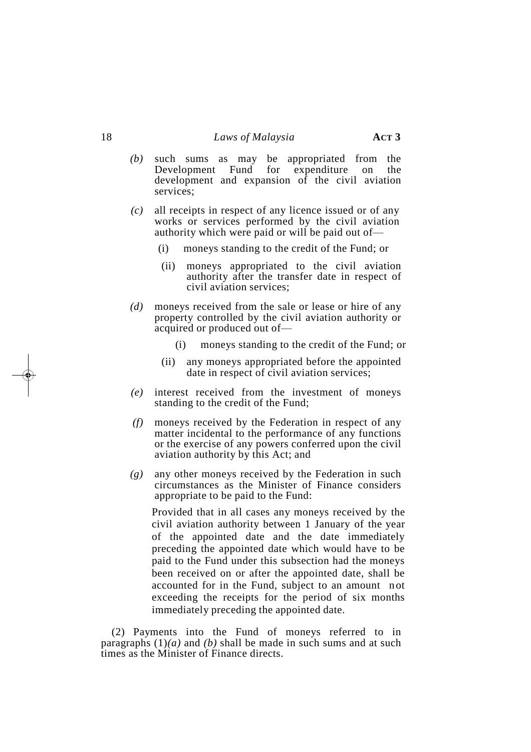*(b)* such sums as may be appropriated from the Development Fund for expenditure on the development and expansion of the civil aviation services;

*(c)* all receipts in respect of any licence issued or of any works or services performed by the civil aviation authority which were paid or will be paid out of—

(i) moneys standing to the credit of the Fund; or

(ii) moneys appropriated to the civil aviation authority after the transfer date in respect of civil aviation services;

*(d)* moneys received from the sale or lease or hire of any property controlled by the civil aviation authority or acquired or produced out of—

(i) moneys standing to the credit of the Fund; or

(ii) any moneys appropriated before the appointed date in respect of civil aviation services;

*(e)* interest received from the investment of moneys standing to the credit of the Fund;

*(f)* moneys received by the Federation in respect of any matter incidental to the performance of any functions or the exercise of any powers conferred upon the civil aviation authority by this Act; and

*(g)* any other moneys received by the Federation in such circumstances as the Minister of Finance considers appropriate to be paid to the Fund:

Provided that in all cases any moneys received by the civil aviation authority between 1 January of the year of the appointed date and the date immediately preceding the appointed date which would have to be paid to the Fund under this subsection had the moneys been received on or after the appointed date, shall be accounted for in the Fund, subject to an amount not exceeding the receipts for the period of six months immediately preceding the appointed date.

(2) Payments into the Fund of moneys referred to in paragraphs (1)*(a)* and *(b)* shall be made in such sums and at such times as the Minister of Finance directs.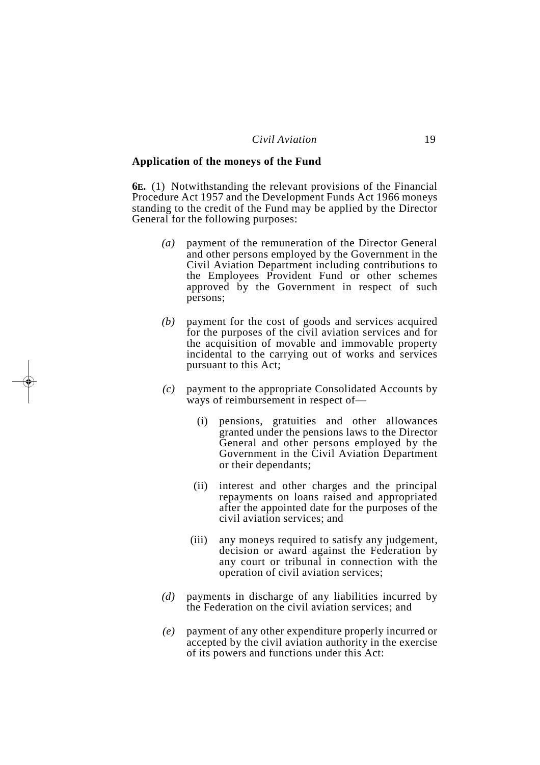**Application of the moneys of the Fund**

**6E.** (1) Notwithstanding the relevant provisions of the Financial Procedure Act 1957 and the Development Funds Act 1966 moneys standing to the credit of the Fund may be applied by the Director General for the following purposes:

*(a)* payment of the remuneration of the Director General and other persons employed by the Government in the Civil Aviation Department including contributions to the Employees Provident Fund or other schemes approved by the Government in respect of such persons;

*(b)* payment for the cost of goods and services acquired for the purposes of the civil aviation services and for the acquisition of movable and immovable property incidental to the carrying out of works and services pursuant to this Act;

*(c)* payment to the appropriate Consolidated Accounts by ways of reimbursement in respect of—

(i) pensions, gratuities and other allowances granted under the pensions laws to the Director General and other persons employed by the Government in the Civil Aviation Department or their dependants;

(ii) interest and other charges and the principal repayments on loans raised and appropriated after the appointed date for the purposes of the civil aviation services; and

(iii) any moneys required to satisfy any judgement, decision or award against the Federation by any court or tribunal in connection with the operation of civil aviation services;

*(d)* payments in discharge of any liabilities incurred by the Federation on the civil aviation services; and

*(e)* payment of any other expenditure properly incurred or accepted by the civil aviation authority in the exercise of its powers and functions under this Act: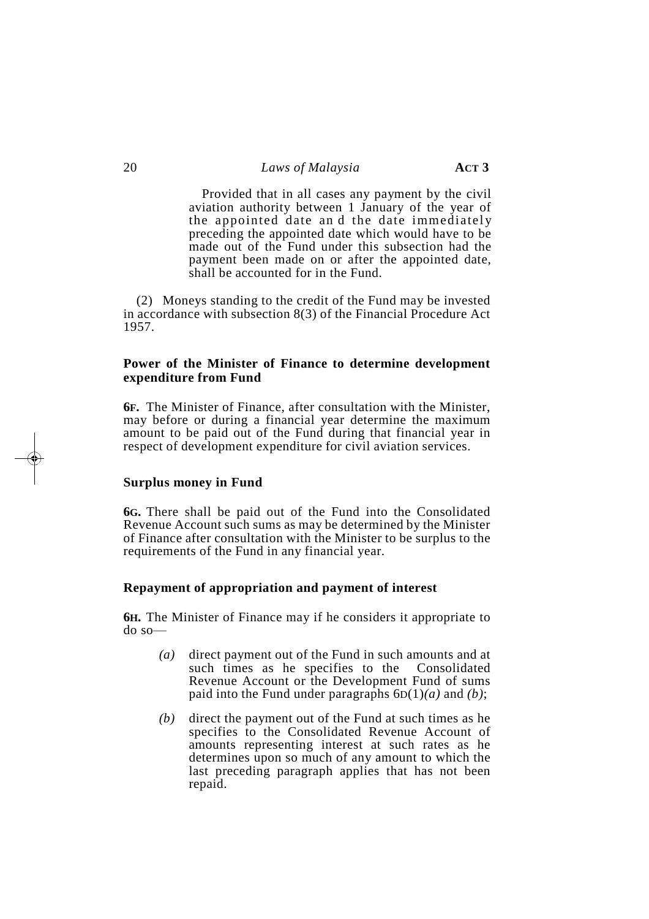Provided that in all cases any payment by the civil aviation authority between 1 January of the year of the appointed date and the date immediately preceding the appointed date which would have to be made out of the Fund under this subsection had the payment been made on or after the appointed date, shall be accounted for in the Fund.

(2) Moneys standing to the credit of the Fund may be invested in accordance with subsection 8(3) of the Financial Procedure Act 1957.

**Power of the Minister of Finance to determine development expenditure from Fund**

**6F.** The Minister of Finance, after consultation with the Minister, may before or during a financial year determine the maximum amount to be paid out of the Fund during that financial year in respect of development expenditure for civil aviation services.

**Surplus money in Fund**

**6G.** There shall be paid out of the Fund into the Consolidated Revenue Account such sums as may be determined by the Minister of Finance after consultation with the Minister to be surplus to the requirements of the Fund in any financial year.

**Repayment of appropriation and payment of interest**

**6H.** The Minister of Finance may if he considers it appropriate to do so—

*(a)* direct payment out of the Fund in such amounts and at such times as he specifies to the Consolidated Revenue Account or the Development Fund of sums paid into the Fund under paragraphs 6D(1)*(a)* and *(b)*;

*(b)* direct the payment out of the Fund at such times as he specifies to the Consolidated Revenue Account of amounts representing interest at such rates as he determines upon so much of any amount to which the last preceding paragraph applies that has not been repaid.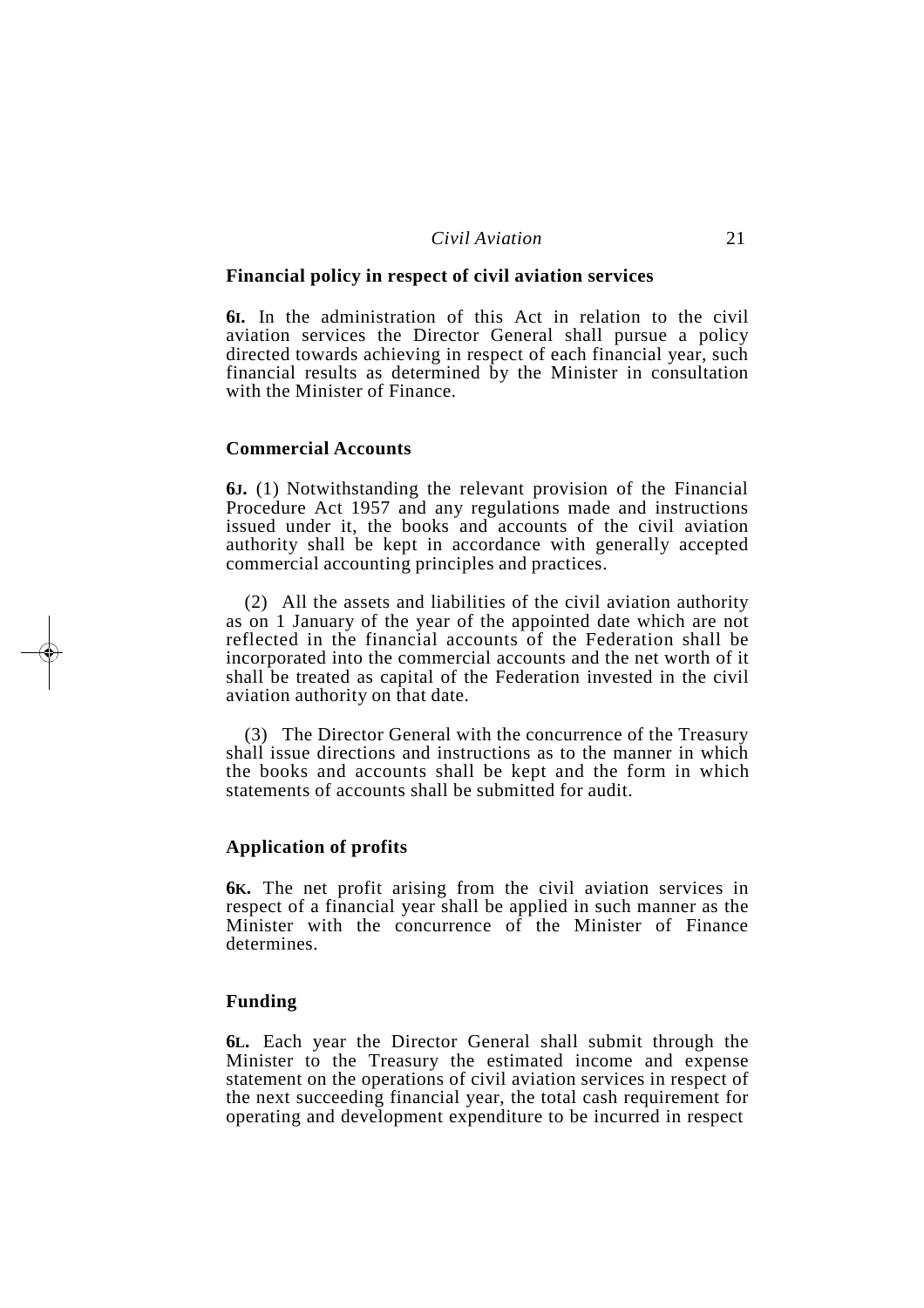### Financial policy in respect of civil aviation services

**6I.** In the administration of this Act in relation to the civil aviation services the Director General shall pursue a policy directed towards achieving in respect of each financial year, such financial results as determined by the Minister in consultation with the Minister of Finance.

### Commercial Accounts

**6J.** (1) Notwithstanding the relevant provision of the Financial Procedure Act 1957 and any regulations made and instructions issued under it, the books and accounts of the civil aviation authority shall be kept in accordance with generally accepted commercial accounting principles and practices.

(2) All the assets and liabilities of the civil aviation authority as on 1 January of the year of the appointed date which are not reflected in the financial accounts of the Federation shall be incorporated into the commercial accounts and the net worth of it shall be treated as capital of the Federation invested in the civil aviation authority on that date.

(3) The Director General with the concurrence of the Treasury shall issue directions and instructions as to the manner in which the books and accounts shall be kept and the form in which statements of accounts shall be submitted for audit.

### Application of profits

**6K.** The net profit arising from the civil aviation services in respect of a financial year shall be applied in such manner as the Minister with the concurrence of the Minister of Finance determines.

### Funding

**6L.** Each year the Director General shall submit through the Minister to the Treasury the estimated income and expense statement on the operations of civil aviation services in respect of the next succeeding financial year, the total cash requirement for operating and development expenditure to be incurred in respect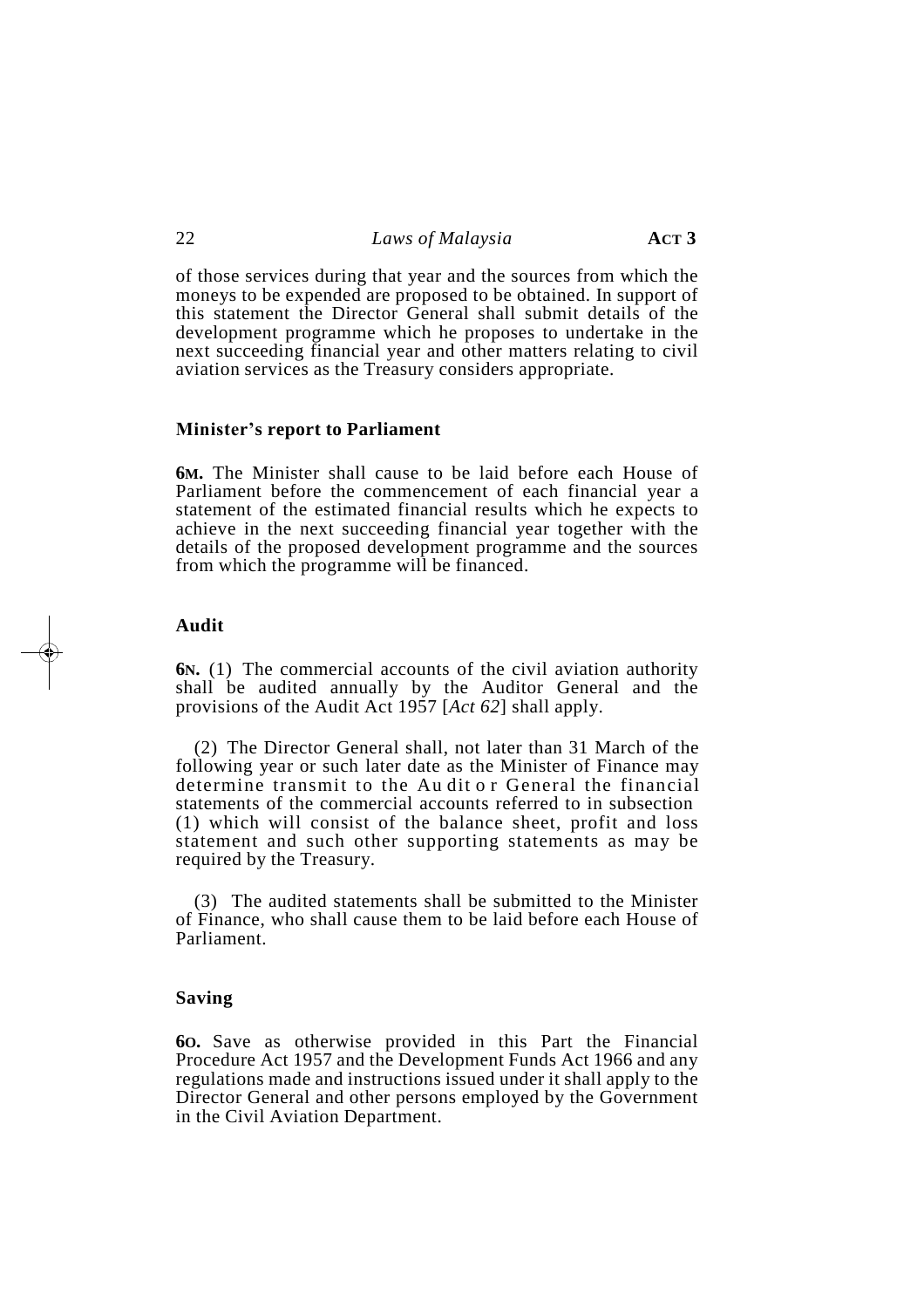of those services during that year and the sources from which the moneys to be expended are proposed to be obtained. In support of this statement the Director General shall submit details of the development programme which he proposes to undertake in the next succeeding financial year and other matters relating to civil aviation services as the Treasury considers appropriate.

### Minister's report to Parliament

**6M.** The Minister shall cause to be laid before each House of Parliament before the commencement of each financial year a statement of the estimated financial results which he expects to achieve in the next succeeding financial year together with the details of the proposed development programme and the sources from which the programme will be financed.

### Audit

**6N.** (1) The commercial accounts of the civil aviation authority shall be audited annually by the Auditor General and the provisions of the Audit Act 1957 [*Act 62*] shall apply.

(2) The Director General shall, not later than 31 March of the following year or such later date as the Minister of Finance may determine transmit to the Auditor General the financial statements of the commercial accounts referred to in subsection (1) which will consist of the balance sheet, profit and loss statement and such other supporting statements as may be required by the Treasury.

(3) The audited statements shall be submitted to the Minister of Finance, who shall cause them to be laid before each House of Parliament.

### Saving

**6O.** Save as otherwise provided in this Part the Financial Procedure Act 1957 and the Development Funds Act 1966 and any regulations made and instructions issued under it shall apply to the Director General and other persons employed by the Government in the Civil Aviation Department.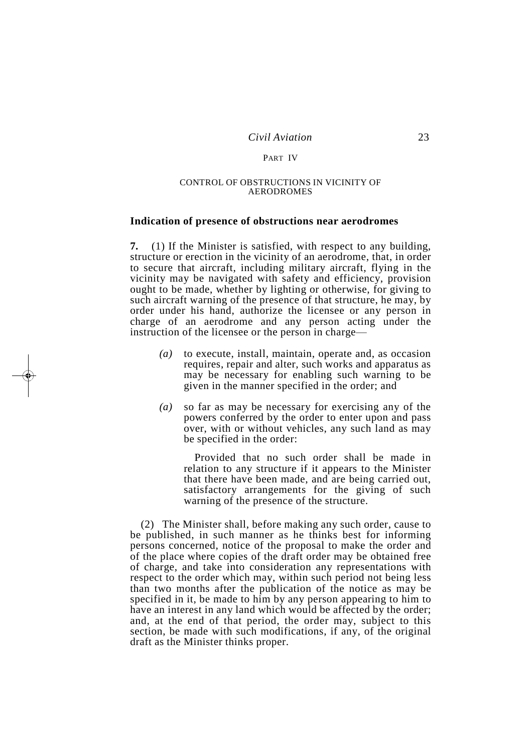## PART IV

## CONTROL OF OBSTRUCTIONS IN VICINITY OF AERODROMES

### Indication of presence of obstructions near aerodromes

**7.** (1) If the Minister is satisfied, with respect to any building, structure or erection in the vicinity of an aerodrome, that, in order to secure that aircraft, including military aircraft, flying in the vicinity may be navigated with safety and efficiency, provision ought to be made, whether by lighting or otherwise, for giving to such aircraft warning of the presence of that structure, he may, by order under his hand, authorize the licensee or any person in charge of an aerodrome and any person acting under the instruction of the licensee or the person in charge—

*(a)* to execute, install, maintain, operate and, as occasion requires, repair and alter, such works and apparatus as may be necessary for enabling such warning to be given in the manner specified in the order; and

*(a)* so far as may be necessary for exercising any of the powers conferred by the order to enter upon and pass over, with or without vehicles, any such land as may be specified in the order:

Provided that no such order shall be made in relation to any structure if it appears to the Minister that there have been made, and are being carried out, satisfactory arrangements for the giving of such warning of the presence of the structure.

(2) The Minister shall, before making any such order, cause to be published, in such manner as he thinks best for informing persons concerned, notice of the proposal to make the order and of the place where copies of the draft order may be obtained free of charge, and take into consideration any representations with respect to the order which may, within such period not being less than two months after the publication of the notice as may be specified in it, be made to him by any person appearing to him to have an interest in any land which would be affected by the order; and, at the end of that period, the order may, subject to this section, be made with such modifications, if any, of the original draft as the Minister thinks proper.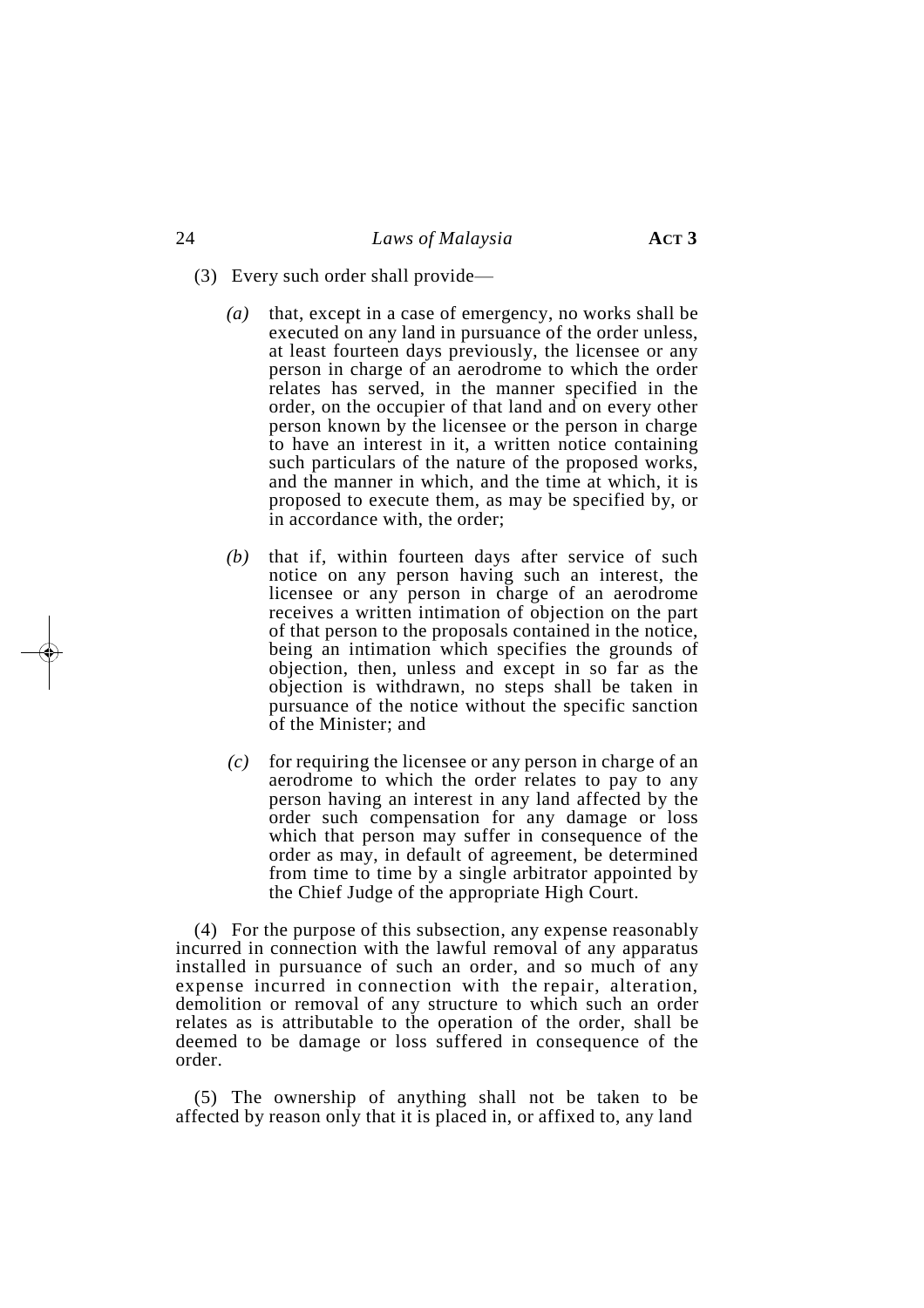(3) Every such order shall provide—

*(a)* that, except in a case of emergency, no works shall be executed on any land in pursuance of the order unless, at least fourteen days previously, the licensee or any person in charge of an aerodrome to which the order relates has served, in the manner specified in the order, on the occupier of that land and on every other person known by the licensee or the person in charge to have an interest in it, a written notice containing such particulars of the nature of the proposed works, and the manner in which, and the time at which, it is proposed to execute them, as may be specified by, or in accordance with, the order;

*(b)* that if, within fourteen days after service of such notice on any person having such an interest, the licensee or any person in charge of an aerodrome receives a written intimation of objection on the part of that person to the proposals contained in the notice, being an intimation which specifies the grounds of objection, then, unless and except in so far as the objection is withdrawn, no steps shall be taken in pursuance of the notice without the specific sanction of the Minister; and

*(c)* for requiring the licensee or any person in charge of an aerodrome to which the order relates to pay to any person having an interest in any land affected by the order such compensation for any damage or loss which that person may suffer in consequence of the order as may, in default of agreement, be determined from time to time by a single arbitrator appointed by the Chief Judge of the appropriate High Court.

(4) For the purpose of this subsection, any expense reasonably incurred in connection with the lawful removal of any apparatus installed in pursuance of such an order, and so much of any expense incurred in connection with the repair, alteration, demolition or removal of any structure to which such an order relates as is attributable to the operation of the order, shall be deemed to be damage or loss suffered in consequence of the order.

(5) The ownership of anything shall not be taken to be affected by reason only that it is placed in, or affixed to, any land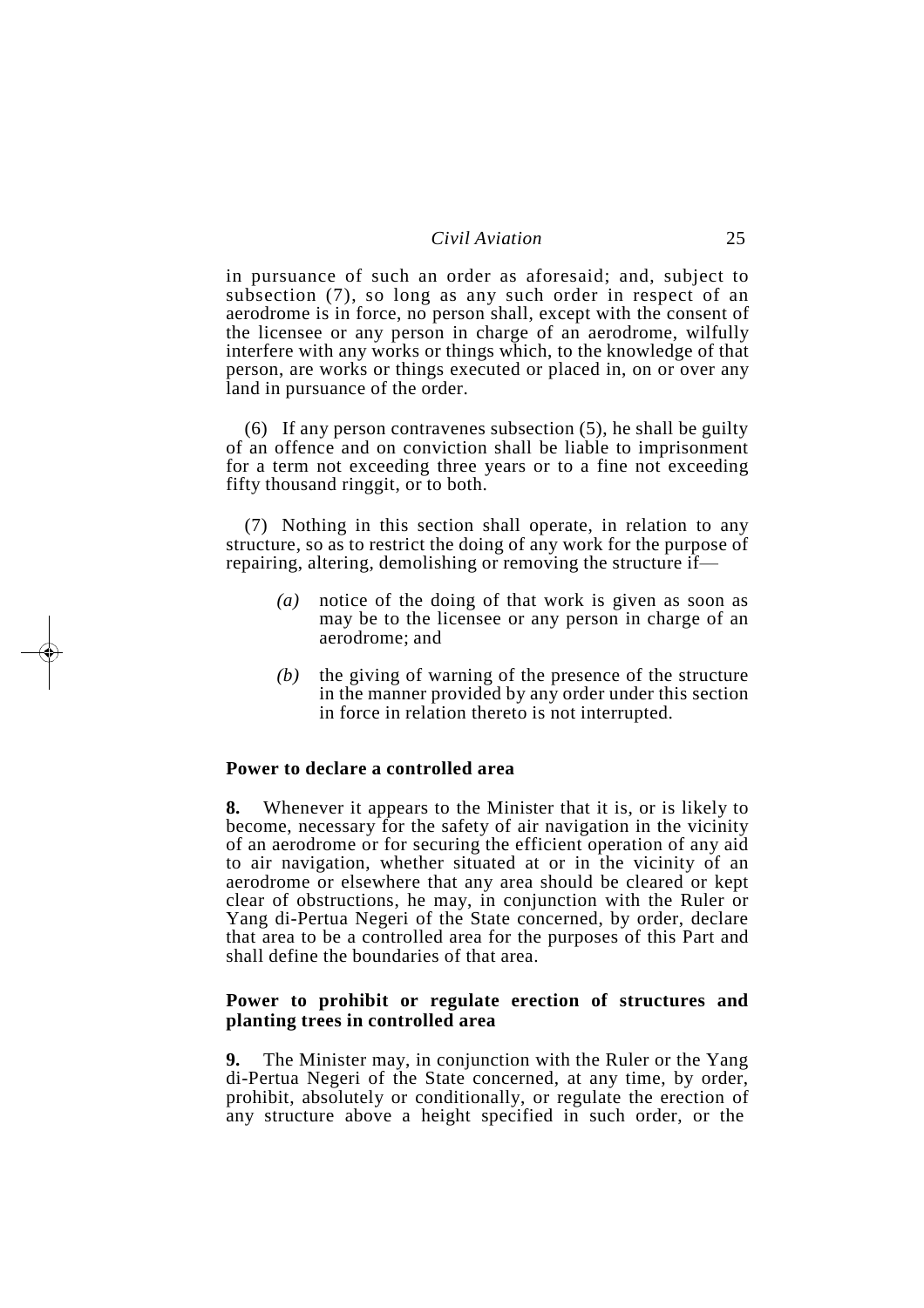in pursuance of such an order as aforesaid; and, subject to subsection (7), so long as any such order in respect of an aerodrome is in force, no person shall, except with the consent of the licensee or any person in charge of an aerodrome, wilfully interfere with any works or things which, to the knowledge of that person, are works or things executed or placed in, on or over any land in pursuance of the order.

(6) If any person contravenes subsection (5), he shall be guilty of an offence and on conviction shall be liable to imprisonment for a term not exceeding three years or to a fine not exceeding fifty thousand ringgit, or to both.

(7) Nothing in this section shall operate, in relation to any structure, so as to restrict the doing of any work for the purpose of repairing, altering, demolishing or removing the structure if—

*(a)* notice of the doing of that work is given as soon as may be to the licensee or any person in charge of an aerodrome; and

*(b)* the giving of warning of the presence of the structure in the manner provided by any order under this section in force in relation thereto is not interrupted.

**Power to declare a controlled area**

**8.** Whenever it appears to the Minister that it is, or is likely to become, necessary for the safety of air navigation in the vicinity of an aerodrome or for securing the efficient operation of any aid to air navigation, whether situated at or in the vicinity of an aerodrome or elsewhere that any area should be cleared or kept clear of obstructions, he may, in conjunction with the Ruler or Yang di-Pertua Negeri of the State concerned, by order, declare that area to be a controlled area for the purposes of this Part and shall define the boundaries of that area.

**Power to prohibit or regulate erection of structures and planting trees in controlled area**

**9.** The Minister may, in conjunction with the Ruler or the Yang di-Pertua Negeri of the State concerned, at any time, by order, prohibit, absolutely or conditionally, or regulate the erection of any structure above a height specified in such order, or the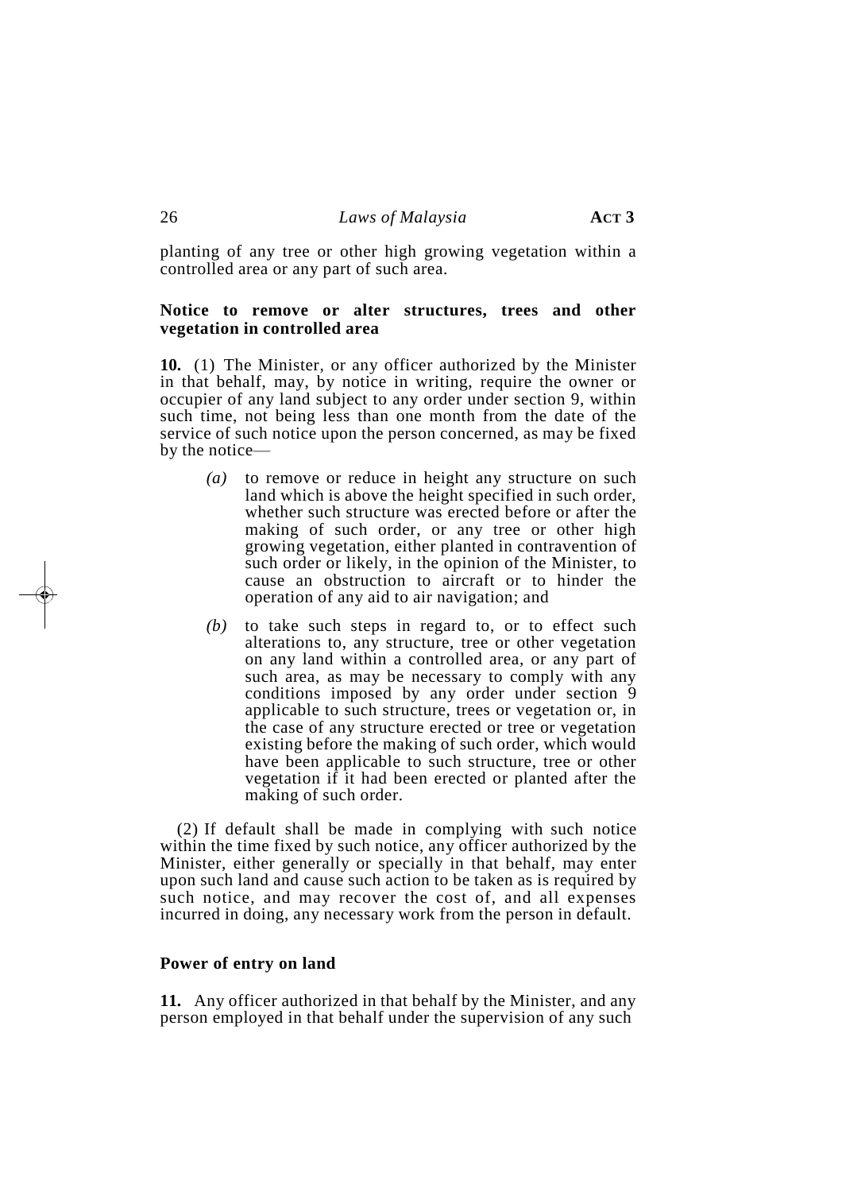planting of any tree or other high growing vegetation within a controlled area or any part of such area.

**Notice to remove or alter structures, trees and other vegetation in controlled area**

**10.** (1) The Minister, or any officer authorized by the Minister in that behalf, may, by notice in writing, require the owner or occupier of any land subject to any order under section 9, within such time, not being less than one month from the date of the service of such notice upon the person concerned, as may be fixed by the notice—

*(a)* to remove or reduce in height any structure on such land which is above the height specified in such order, whether such structure was erected before or after the making of such order, or any tree or other high growing vegetation, either planted in contravention of such order or likely, in the opinion of the Minister, to cause an obstruction to aircraft or to hinder the operation of any aid to air navigation; and

*(b)* to take such steps in regard to, or to effect such alterations to, any structure, tree or other vegetation on any land within a controlled area, or any part of such area, as may be necessary to comply with any conditions imposed by any order under section 9 applicable to such structure, trees or vegetation or, in the case of any structure erected or tree or vegetation existing before the making of such order, which would have been applicable to such structure, tree or other vegetation if it had been erected or planted after the making of such order.

(2) If default shall be made in complying with such notice within the time fixed by such notice, any officer authorized by the Minister, either generally or specially in that behalf, may enter upon such land and cause such action to be taken as is required by such notice, and may recover the cost of, and all expenses incurred in doing, any necessary work from the person in default.

**Power of entry on land**

**11.** Any officer authorized in that behalf by the Minister, and any person employed in that behalf under the supervision of any such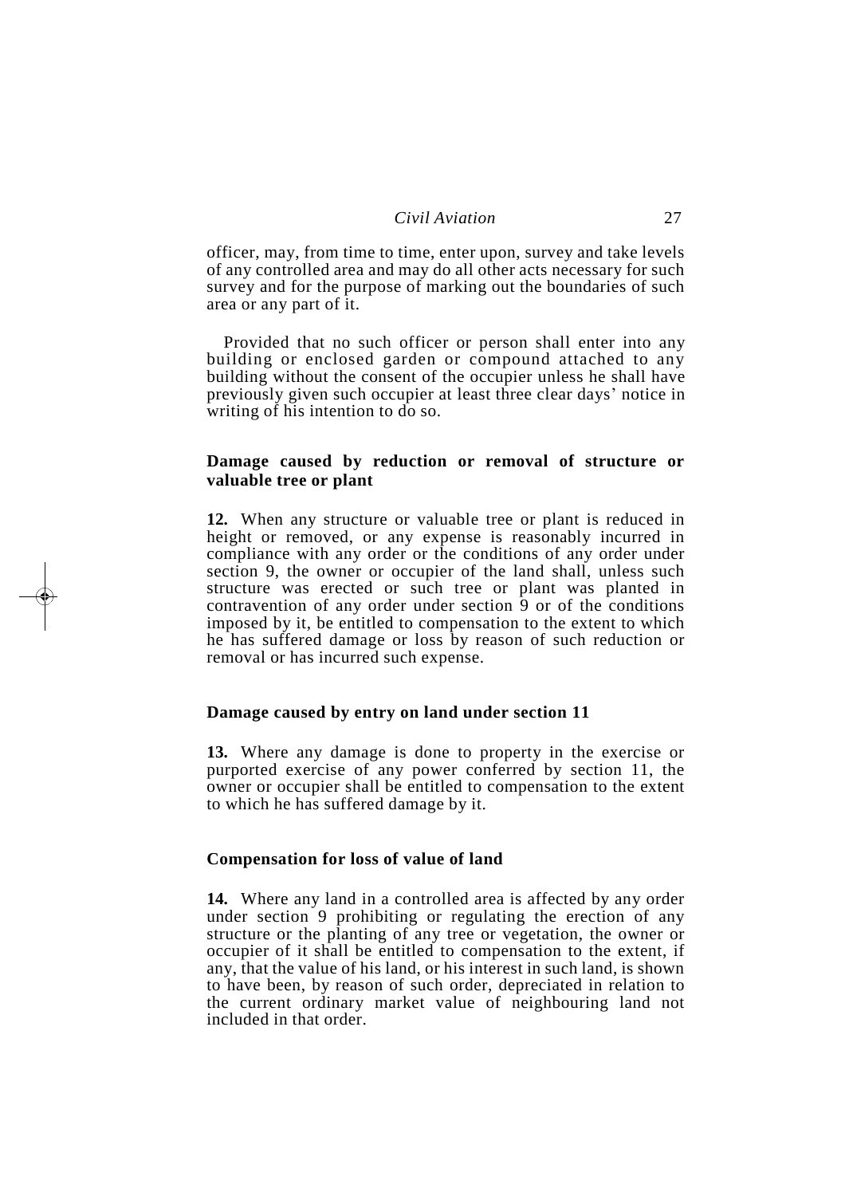officer, may, from time to time, enter upon, survey and take levels of any controlled area and may do all other acts necessary for such survey and for the purpose of marking out the boundaries of such area or any part of it.

Provided that no such officer or person shall enter into any building or enclosed garden or compound attached to any building without the consent of the occupier unless he shall have previously given such occupier at least three clear days' notice in writing of his intention to do so.

**Damage caused by reduction or removal of structure or valuable tree or plant**

**12.** When any structure or valuable tree or plant is reduced in height or removed, or any expense is reasonably incurred in compliance with any order or the conditions of any order under section 9, the owner or occupier of the land shall, unless such structure was erected or such tree or plant was planted in contravention of any order under section 9 or of the conditions imposed by it, be entitled to compensation to the extent to which he has suffered damage or loss by reason of such reduction or removal or has incurred such expense.

**Damage caused by entry on land under section 11**

**13.** Where any damage is done to property in the exercise or purported exercise of any power conferred by section 11, the owner or occupier shall be entitled to compensation to the extent to which he has suffered damage by it.

**Compensation for loss of value of land**

**14.** Where any land in a controlled area is affected by any order under section 9 prohibiting or regulating the erection of any structure or the planting of any tree or vegetation, the owner or occupier of it shall be entitled to compensation to the extent, if any, that the value of his land, or his interest in such land, is shown to have been, by reason of such order, depreciated in relation to the current ordinary market value of neighbouring land not included in that order.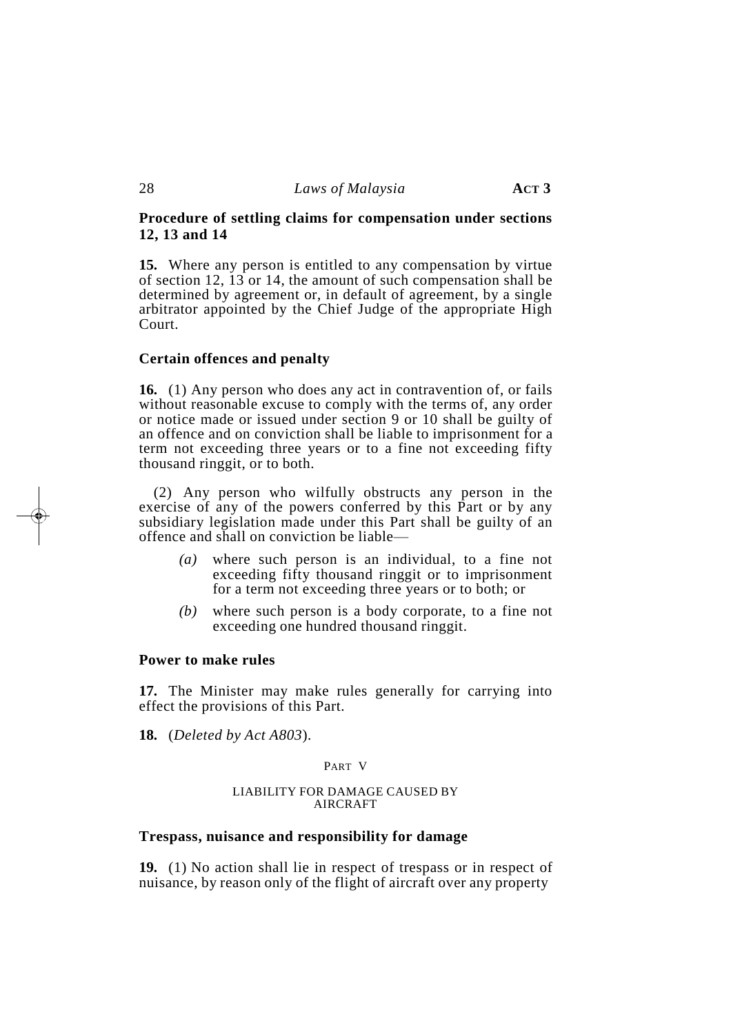**Procedure of settling claims for compensation under sections 12, 13 and 14**

**15.** Where any person is entitled to any compensation by virtue of section 12, 13 or 14, the amount of such compensation shall be determined by agreement or, in default of agreement, by a single arbitrator appointed by the Chief Judge of the appropriate High Court.

**Certain offences and penalty**

**16.** (1) Any person who does any act in contravention of, or fails without reasonable excuse to comply with the terms of, any order or notice made or issued under section 9 or 10 shall be guilty of an offence and on conviction shall be liable to imprisonment for a term not exceeding three years or to a fine not exceeding fifty thousand ringgit, or to both.

(2) Any person who wilfully obstructs any person in the exercise of any of the powers conferred by this Part or by any subsidiary legislation made under this Part shall be guilty of an offence and shall on conviction be liable—

*(a)* where such person is an individual, to a fine not exceeding fifty thousand ringgit or to imprisonment for a term not exceeding three years or to both; or

*(b)* where such person is a body corporate, to a fine not exceeding one hundred thousand ringgit.

**Power to make rules**

**17.** The Minister may make rules generally for carrying into effect the provisions of this Part.

**18.** (*Deleted by Act A803*).

PART V

LIABILITY FOR DAMAGE CAUSED BY AIRCRAFT

**Trespass, nuisance and responsibility for damage**

**19.** (1) No action shall lie in respect of trespass or in respect of nuisance, by reason only of the flight of aircraft over any property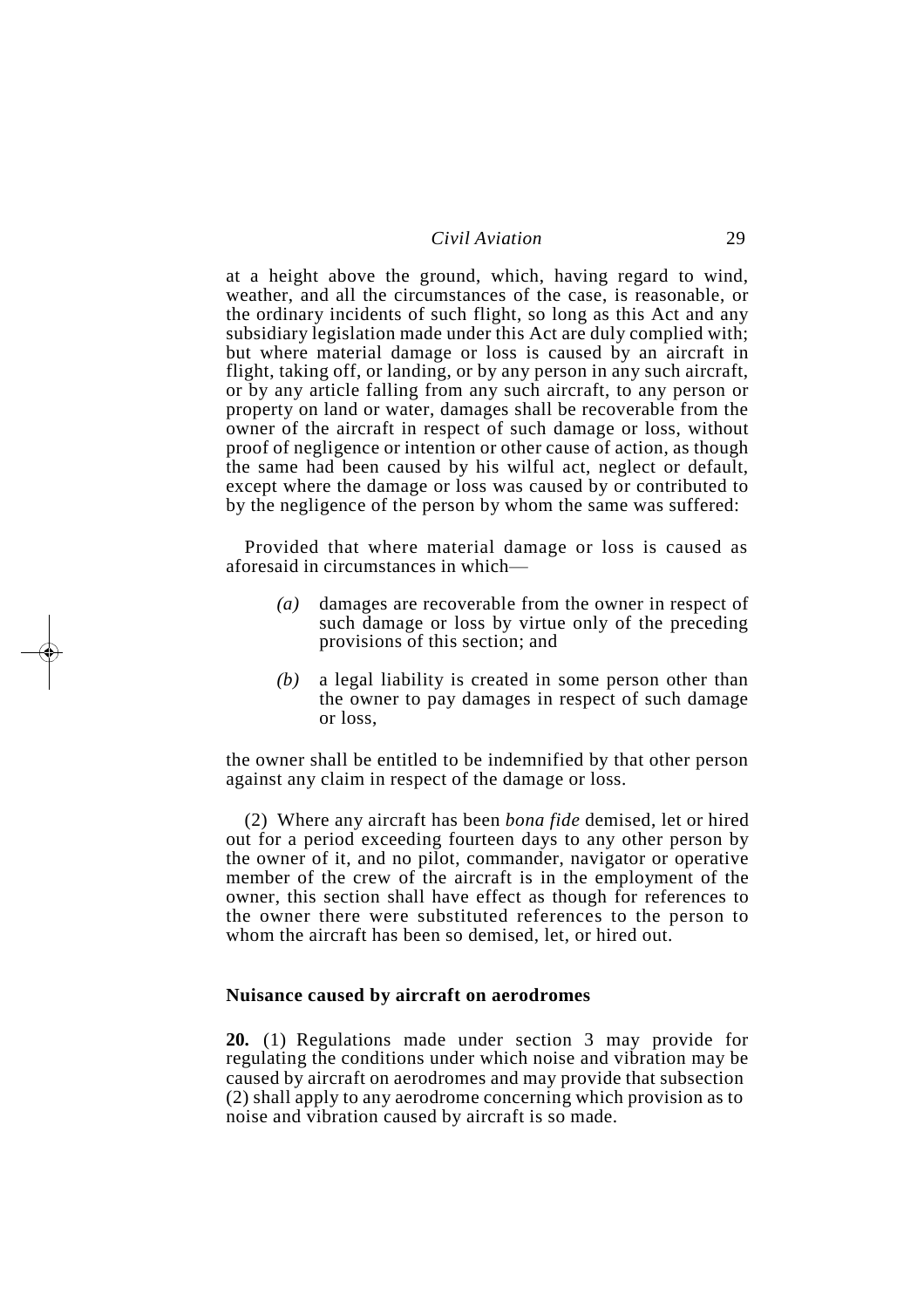at a height above the ground, which, having regard to wind, weather, and all the circumstances of the case, is reasonable, or the ordinary incidents of such flight, so long as this Act and any subsidiary legislation made under this Act are duly complied with; but where material damage or loss is caused by an aircraft in flight, taking off, or landing, or by any person in any such aircraft, or by any article falling from any such aircraft, to any person or property on land or water, damages shall be recoverable from the owner of the aircraft in respect of such damage or loss, without proof of negligence or intention or other cause of action, as though the same had been caused by his wilful act, neglect or default, except where the damage or loss was caused by or contributed to by the negligence of the person by whom the same was suffered:

Provided that where material damage or loss is caused as aforesaid in circumstances in which—

- *(a)* damages are recoverable from the owner in respect of such damage or loss by virtue only of the preceding provisions of this section; and
- *(b)* a legal liability is created in some person other than the owner to pay damages in respect of such damage or loss,

the owner shall be entitled to be indemnified by that other person against any claim in respect of the damage or loss.

(2) Where any aircraft has been *bona fide* demised, let or hired out for a period exceeding fourteen days to any other person by the owner of it, and no pilot, commander, navigator or operative member of the crew of the aircraft is in the employment of the owner, this section shall have effect as though for references to the owner there were substituted references to the person to whom the aircraft has been so demised, let, or hired out.

**Nuisance caused by aircraft on aerodromes**

**20.** (1) Regulations made under section 3 may provide for regulating the conditions under which noise and vibration may be caused by aircraft on aerodromes and may provide that subsection (2) shall apply to any aerodrome concerning which provision as to noise and vibration caused by aircraft is so made.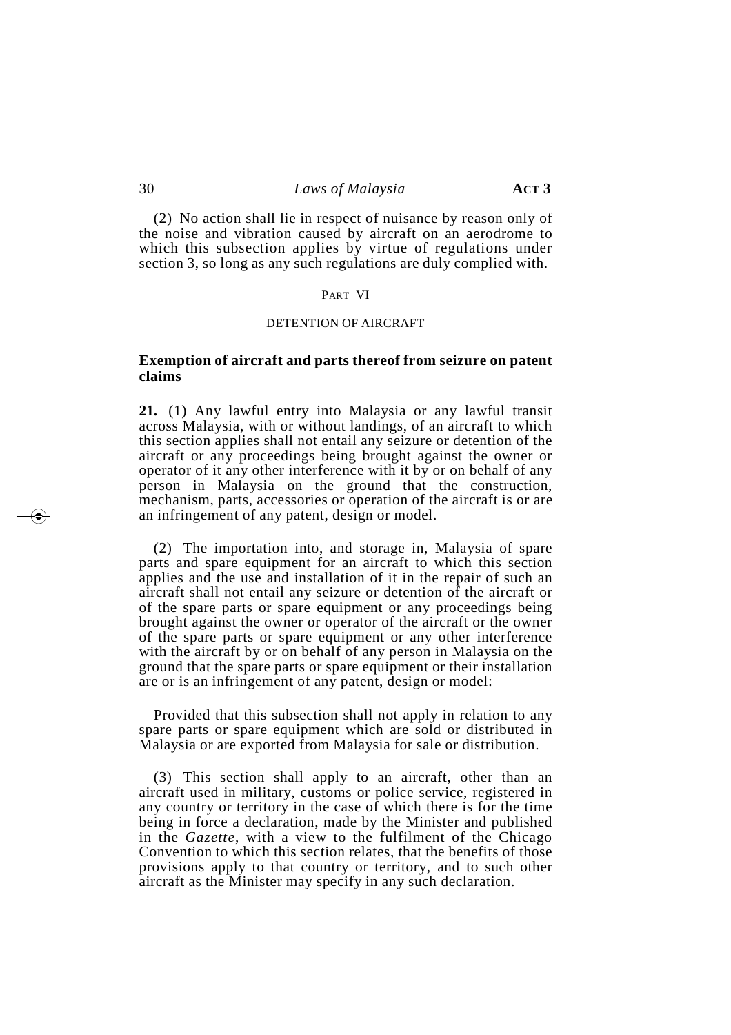(2) No action shall lie in respect of nuisance by reason only of the noise and vibration caused by aircraft on an aerodrome to which this subsection applies by virtue of regulations under section 3, so long as any such regulations are duly complied with.

PART VI

DETENTION OF AIRCRAFT

**Exemption of aircraft and parts thereof from seizure on patent claims**

**21.** (1) Any lawful entry into Malaysia or any lawful transit across Malaysia, with or without landings, of an aircraft to which this section applies shall not entail any seizure or detention of the aircraft or any proceedings being brought against the owner or operator of it any other interference with it by or on behalf of any person in Malaysia on the ground that the construction, mechanism, parts, accessories or operation of the aircraft is or are an infringement of any patent, design or model.

(2) The importation into, and storage in, Malaysia of spare parts and spare equipment for an aircraft to which this section applies and the use and installation of it in the repair of such an aircraft shall not entail any seizure or detention of the aircraft or of the spare parts or spare equipment or any proceedings being brought against the owner or operator of the aircraft or the owner of the spare parts or spare equipment or any other interference with the aircraft by or on behalf of any person in Malaysia on the ground that the spare parts or spare equipment or their installation are or is an infringement of any patent, design or model:

Provided that this subsection shall not apply in relation to any spare parts or spare equipment which are sold or distributed in Malaysia or are exported from Malaysia for sale or distribution.

(3) This section shall apply to an aircraft, other than an aircraft used in military, customs or police service, registered in any country or territory in the case of which there is for the time being in force a declaration, made by the Minister and published in the *Gazette*, with a view to the fulfilment of the Chicago Convention to which this section relates, that the benefits of those provisions apply to that country or territory, and to such other aircraft as the Minister may specify in any such declaration.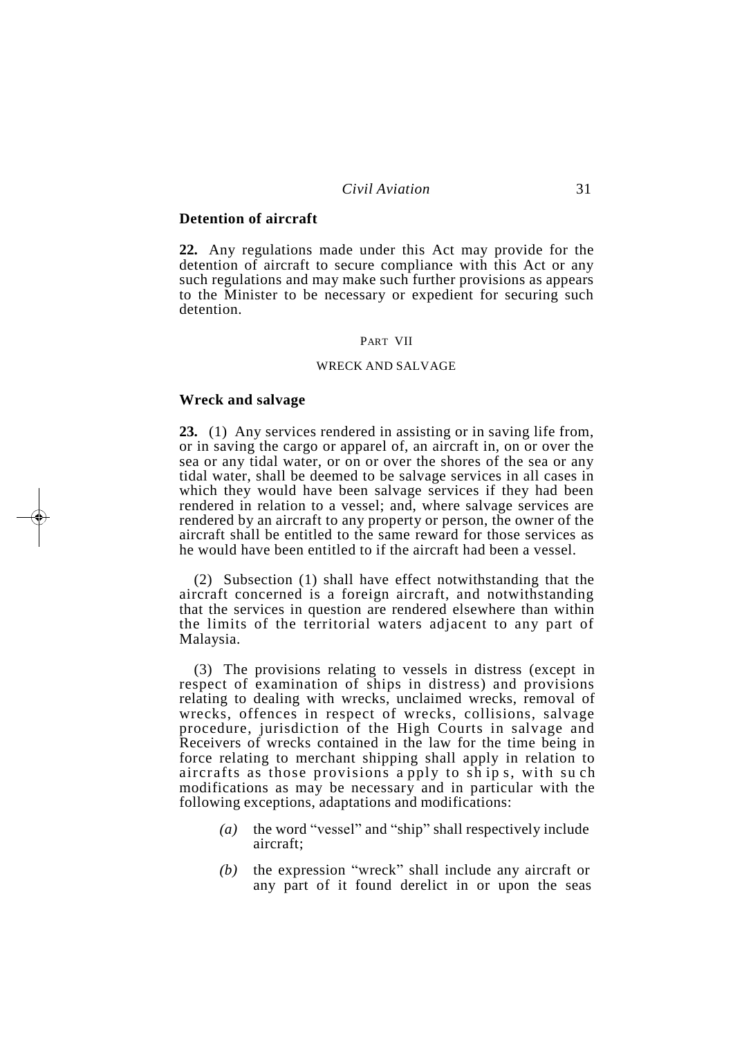### Detention of aircraft

**22.** Any regulations made under this Act may provide for the detention of aircraft to secure compliance with this Act or any such regulations and may make such further provisions as appears to the Minister to be necessary or expedient for securing such detention.

PART VII

WRECK AND SALVAGE

### Wreck and salvage

**23.** (1) Any services rendered in assisting or in saving life from, or in saving the cargo or apparel of, an aircraft in, on or over the sea or any tidal water, or on or over the shores of the sea or any tidal water, shall be deemed to be salvage services in all cases in which they would have been salvage services if they had been rendered in relation to a vessel; and, where salvage services are rendered by an aircraft to any property or person, the owner of the aircraft shall be entitled to the same reward for those services as he would have been entitled to if the aircraft had been a vessel.

(2) Subsection (1) shall have effect notwithstanding that the aircraft concerned is a foreign aircraft, and notwithstanding that the services in question are rendered elsewhere than within the limits of the territorial waters adjacent to any part of Malaysia.

(3) The provisions relating to vessels in distress (except in respect of examination of ships in distress) and provisions relating to dealing with wrecks, unclaimed wrecks, removal of wrecks, offences in respect of wrecks, collisions, salvage procedure, jurisdiction of the High Courts in salvage and Receivers of wrecks contained in the law for the time being in force relating to merchant shipping shall apply in relation to aircrafts as those provisions apply to ships, with such modifications as may be necessary and in particular with the following exceptions, adaptations and modifications:

*(a)* the word "vessel" and "ship" shall respectively include aircraft;

*(b)* the expression "wreck" shall include any aircraft or any part of it found derelict in or upon the seas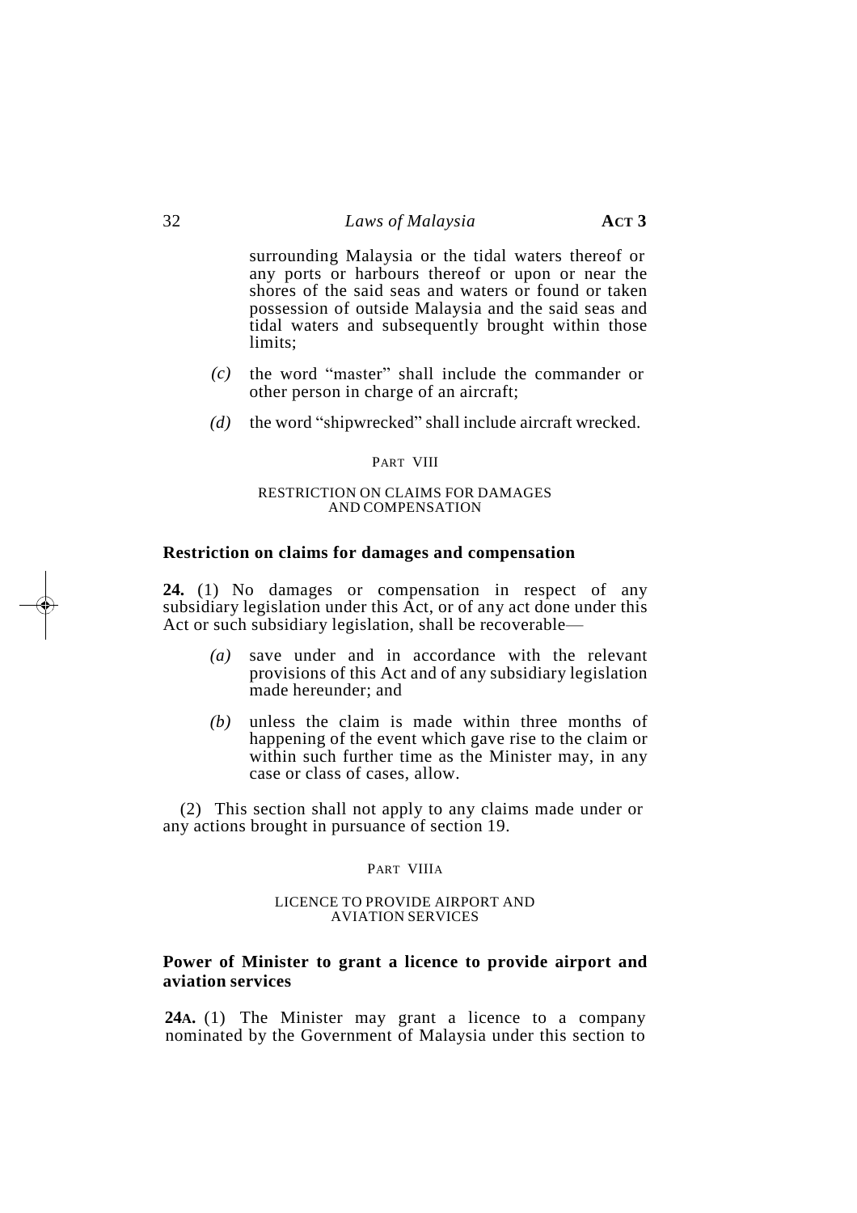surrounding Malaysia or the tidal waters thereof or any ports or harbours thereof or upon or near the shores of the said seas and waters or found or taken possession of outside Malaysia and the said seas and tidal waters and subsequently brought within those limits;

*(c)* the word "master" shall include the commander or other person in charge of an aircraft;

*(d)* the word "shipwrecked" shall include aircraft wrecked.

## PART VIII

## RESTRICTION ON CLAIMS FOR DAMAGES AND COMPENSATION

### Restriction on claims for damages and compensation

**24.** (1) No damages or compensation in respect of any subsidiary legislation under this Act, or of any act done under this Act or such subsidiary legislation, shall be recoverable—

*(a)* save under and in accordance with the relevant provisions of this Act and of any subsidiary legislation made hereunder; and

*(b)* unless the claim is made within three months of happening of the event which gave rise to the claim or within such further time as the Minister may, in any case or class of cases, allow.

(2) This section shall not apply to any claims made under or any actions brought in pursuance of section 19.

## PART VIIIA

## LICENCE TO PROVIDE AIRPORT AND AVIATION SERVICES

### Power of Minister to grant a licence to provide airport and aviation services

**24A.** (1) The Minister may grant a licence to a company nominated by the Government of Malaysia under this section to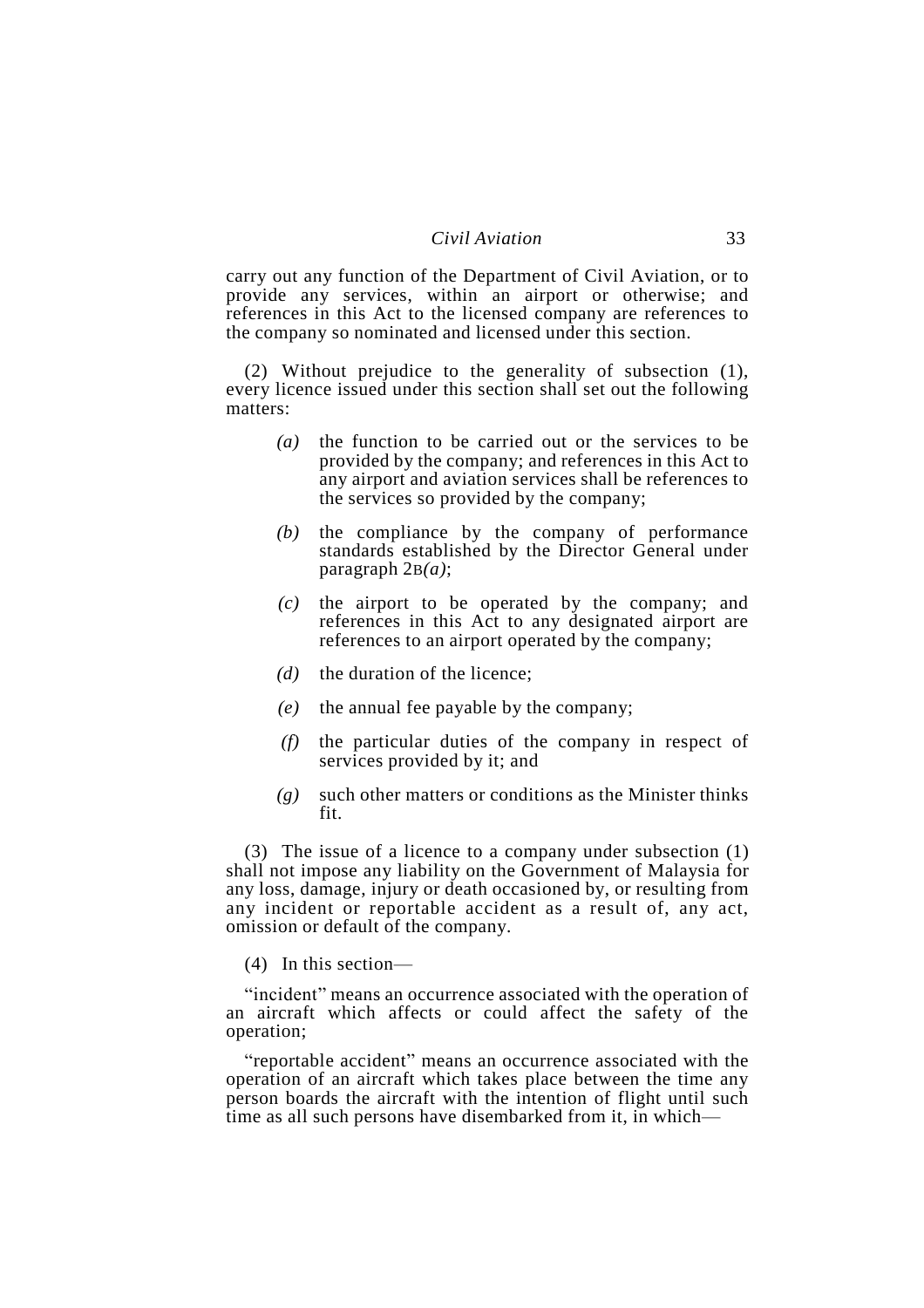carry out any function of the Department of Civil Aviation, or to provide any services, within an airport or otherwise; and references in this Act to the licensed company are references to the company so nominated and licensed under this section.

(2) Without prejudice to the generality of subsection (1), every licence issued under this section shall set out the following matters:

*(a)* the function to be carried out or the services to be provided by the company; and references in this Act to any airport and aviation services shall be references to the services so provided by the company;

*(b)* the compliance by the company of performance standards established by the Director General under paragraph 2B*(a)*;

*(c)* the airport to be operated by the company; and references in this Act to any designated airport are references to an airport operated by the company;

*(d)* the duration of the licence;

*(e)* the annual fee payable by the company;

*(f)* the particular duties of the company in respect of services provided by it; and

*(g)* such other matters or conditions as the Minister thinks fit.

(3) The issue of a licence to a company under subsection (1) shall not impose any liability on the Government of Malaysia for any loss, damage, injury or death occasioned by, or resulting from any incident or reportable accident as a result of, any act, omission or default of the company.

(4) In this section—

"incident" means an occurrence associated with the operation of an aircraft which affects or could affect the safety of the operation;

"reportable accident" means an occurrence associated with the operation of an aircraft which takes place between the time any person boards the aircraft with the intention of flight until such time as all such persons have disembarked from it, in which—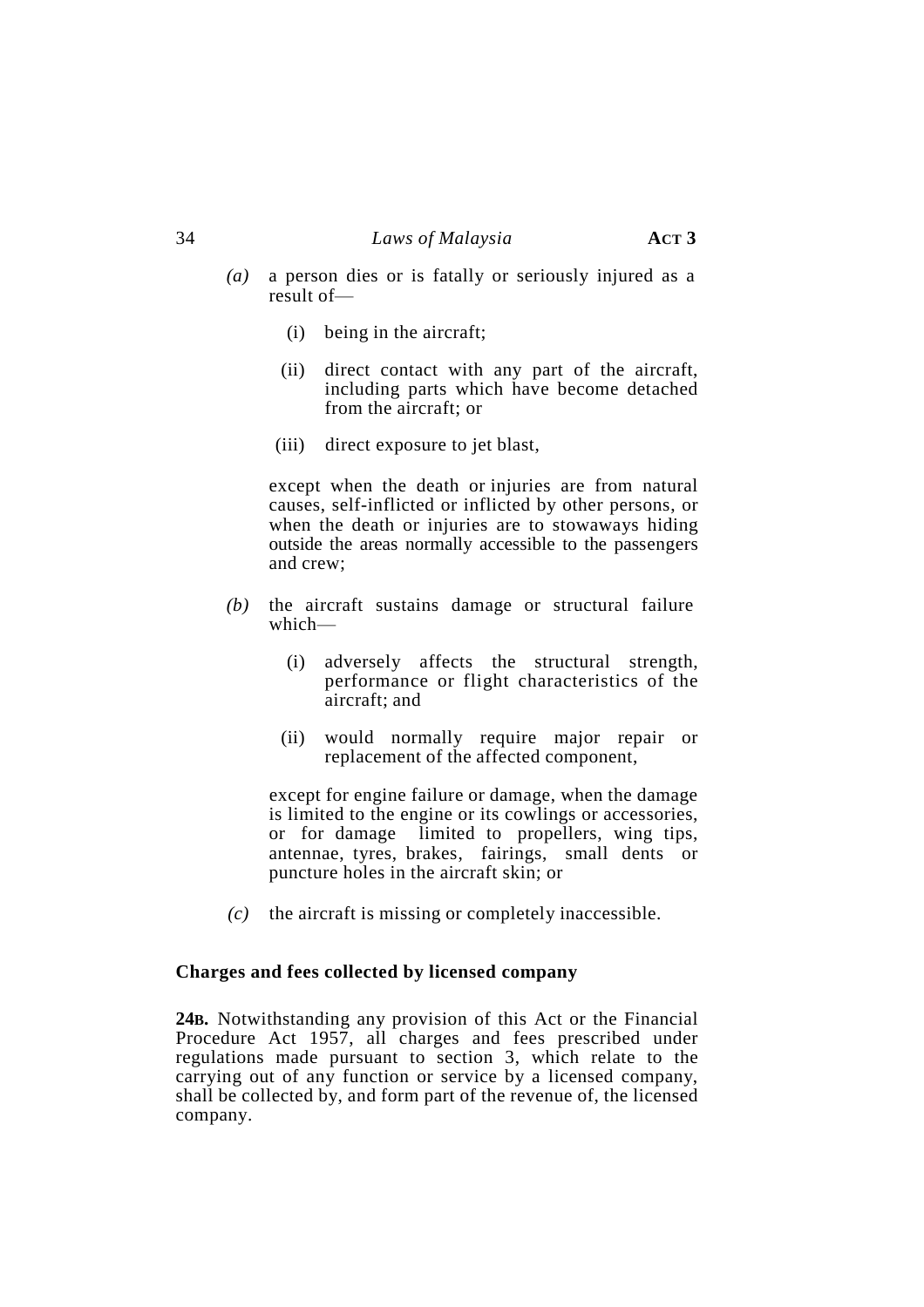*(a)* a person dies or is fatally or seriously injured as a result of—

(i) being in the aircraft;

(ii) direct contact with any part of the aircraft, including parts which have become detached from the aircraft; or

(iii) direct exposure to jet blast,

except when the death or injuries are from natural causes, self-inflicted or inflicted by other persons, or when the death or injuries are to stowaways hiding outside the areas normally accessible to the passengers and crew;

*(b)* the aircraft sustains damage or structural failure which—

(i) adversely affects the structural strength, performance or flight characteristics of the aircraft; and

(ii) would normally require major repair or replacement of the affected component,

except for engine failure or damage, when the damage is limited to the engine or its cowlings or accessories, or for damage limited to propellers, wing tips, antennae, tyres, brakes, fairings, small dents or puncture holes in the aircraft skin; or

*(c)* the aircraft is missing or completely inaccessible.

**Charges and fees collected by licensed company**

**24B.** Notwithstanding any provision of this Act or the Financial Procedure Act 1957, all charges and fees prescribed under regulations made pursuant to section 3, which relate to the carrying out of any function or service by a licensed company, shall be collected by, and form part of the revenue of, the licensed company.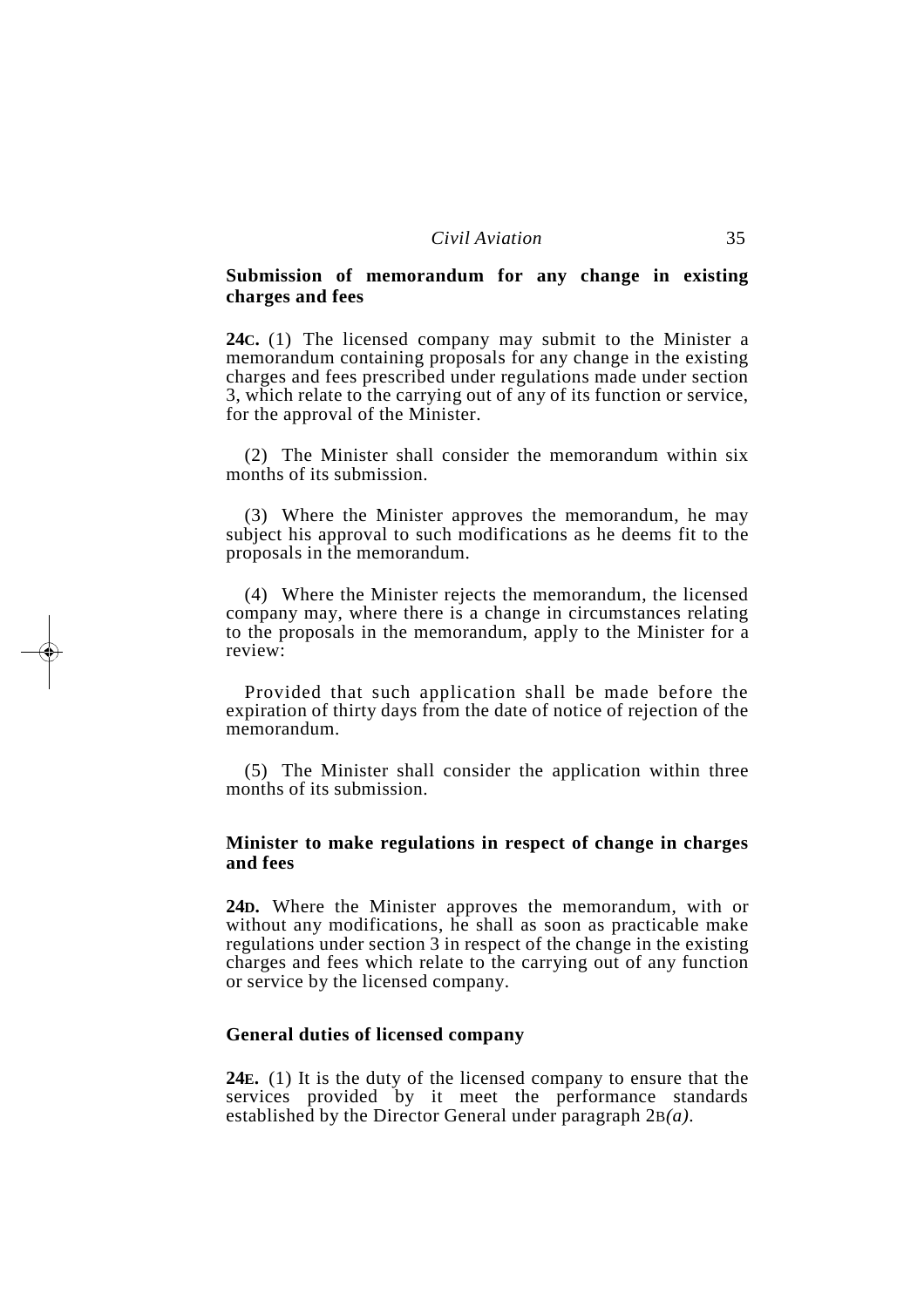### Submission of memorandum for any change in existing charges and fees

**24C.** (1) The licensed company may submit to the Minister a memorandum containing proposals for any change in the existing charges and fees prescribed under regulations made under section 3, which relate to the carrying out of any of its function or service, for the approval of the Minister.

(2) The Minister shall consider the memorandum within six months of its submission.

(3) Where the Minister approves the memorandum, he may subject his approval to such modifications as he deems fit to the proposals in the memorandum.

(4) Where the Minister rejects the memorandum, the licensed company may, where there is a change in circumstances relating to the proposals in the memorandum, apply to the Minister for a review:

Provided that such application shall be made before the expiration of thirty days from the date of notice of rejection of the memorandum.

(5) The Minister shall consider the application within three months of its submission.

### Minister to make regulations in respect of change in charges and fees

**24D.** Where the Minister approves the memorandum, with or without any modifications, he shall as soon as practicable make regulations under section 3 in respect of the change in the existing charges and fees which relate to the carrying out of any function or service by the licensed company.

### General duties of licensed company

**24E.** (1) It is the duty of the licensed company to ensure that the services provided by it meet the performance standards established by the Director General under paragraph 2B*(a)*.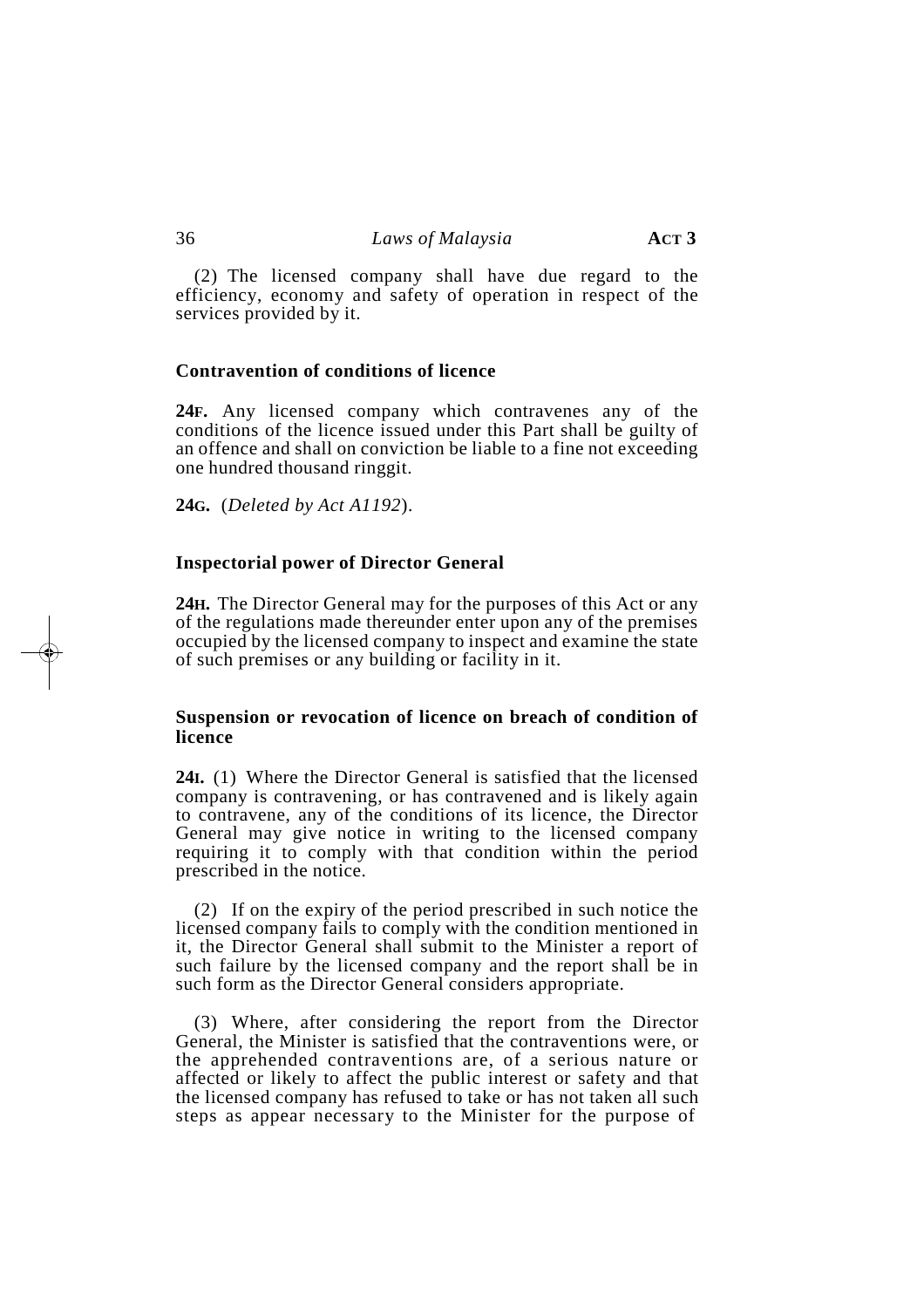(2) The licensed company shall have due regard to the efficiency, economy and safety of operation in respect of the services provided by it.

### Contravention of conditions of licence

**24F.** Any licensed company which contravenes any of the conditions of the licence issued under this Part shall be guilty of an offence and shall on conviction be liable to a fine not exceeding one hundred thousand ringgit.

**24G.** (*Deleted by Act A1192*).

### Inspectorial power of Director General

**24H.** The Director General may for the purposes of this Act or any of the regulations made thereunder enter upon any of the premises occupied by the licensed company to inspect and examine the state of such premises or any building or facility in it.

### Suspension or revocation of licence on breach of condition of licence

**24I.** (1) Where the Director General is satisfied that the licensed company is contravening, or has contravened and is likely again to contravene, any of the conditions of its licence, the Director General may give notice in writing to the licensed company requiring it to comply with that condition within the period prescribed in the notice.

(2) If on the expiry of the period prescribed in such notice the licensed company fails to comply with the condition mentioned in it, the Director General shall submit to the Minister a report of such failure by the licensed company and the report shall be in such form as the Director General considers appropriate.

(3) Where, after considering the report from the Director General, the Minister is satisfied that the contraventions were, or the apprehended contraventions are, of a serious nature or affected or likely to affect the public interest or safety and that the licensed company has refused to take or has not taken all such steps as appear necessary to the Minister for the purpose of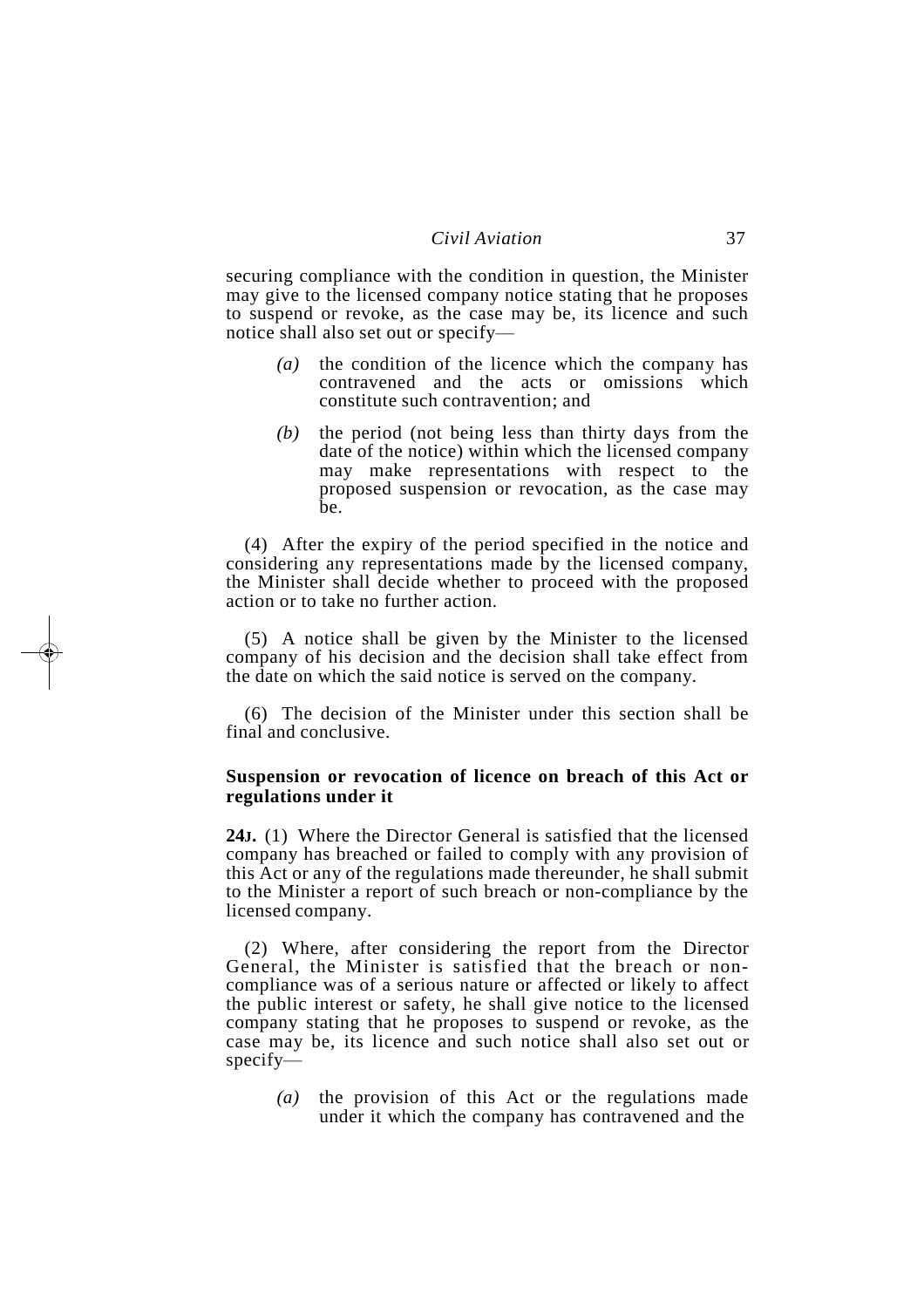securing compliance with the condition in question, the Minister may give to the licensed company notice stating that he proposes to suspend or revoke, as the case may be, its licence and such notice shall also set out or specify—

*(a)* the condition of the licence which the company has contravened and the acts or omissions which constitute such contravention; and

*(b)* the period (not being less than thirty days from the date of the notice) within which the licensed company may make representations with respect to the proposed suspension or revocation, as the case may be.

(4) After the expiry of the period specified in the notice and considering any representations made by the licensed company, the Minister shall decide whether to proceed with the proposed action or to take no further action.

(5) A notice shall be given by the Minister to the licensed company of his decision and the decision shall take effect from the date on which the said notice is served on the company.

(6) The decision of the Minister under this section shall be final and conclusive.

**Suspension or revocation of licence on breach of this Act or regulations under it**

**24J.** (1) Where the Director General is satisfied that the licensed company has breached or failed to comply with any provision of this Act or any of the regulations made thereunder, he shall submit to the Minister a report of such breach or non-compliance by the licensed company.

(2) Where, after considering the report from the Director General, the Minister is satisfied that the breach or non-compliance was of a serious nature or affected or likely to affect the public interest or safety, he shall give notice to the licensed company stating that he proposes to suspend or revoke, as the case may be, its licence and such notice shall also set out or specify—

*(a)* the provision of this Act or the regulations made under it which the company has contravened and the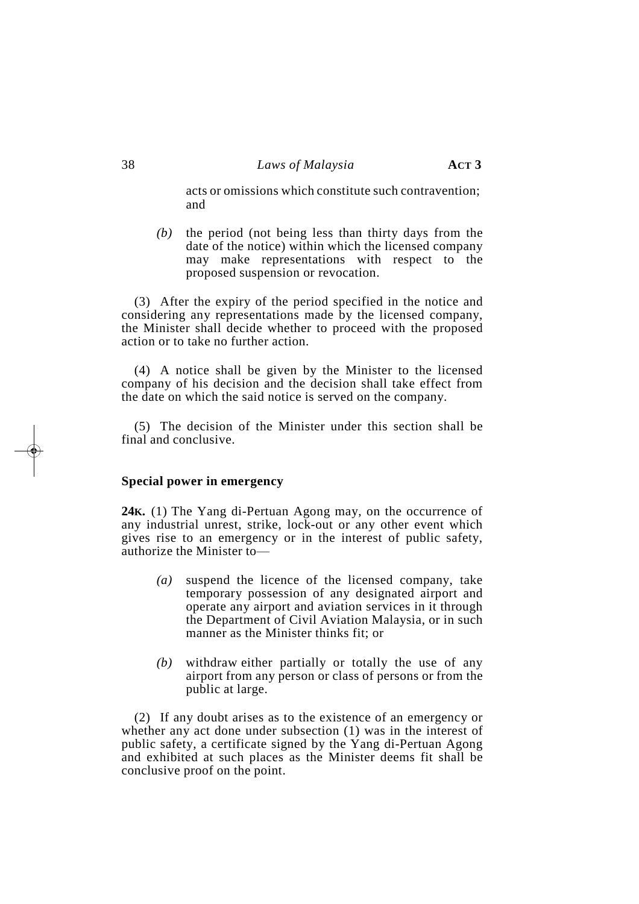acts or omissions which constitute such contravention; and

*(b)* the period (not being less than thirty days from the date of the notice) within which the licensed company may make representations with respect to the proposed suspension or revocation.

(3) After the expiry of the period specified in the notice and considering any representations made by the licensed company, the Minister shall decide whether to proceed with the proposed action or to take no further action.

(4) A notice shall be given by the Minister to the licensed company of his decision and the decision shall take effect from the date on which the said notice is served on the company.

(5) The decision of the Minister under this section shall be final and conclusive.

**Special power in emergency**

**24K.** (1) The Yang di-Pertuan Agong may, on the occurrence of any industrial unrest, strike, lock-out or any other event which gives rise to an emergency or in the interest of public safety, authorize the Minister to—

*(a)* suspend the licence of the licensed company, take temporary possession of any designated airport and operate any airport and aviation services in it through the Department of Civil Aviation Malaysia, or in such manner as the Minister thinks fit; or

*(b)* withdraw either partially or totally the use of any airport from any person or class of persons or from the public at large.

(2) If any doubt arises as to the existence of an emergency or whether any act done under subsection (1) was in the interest of public safety, a certificate signed by the Yang di-Pertuan Agong and exhibited at such places as the Minister deems fit shall be conclusive proof on the point.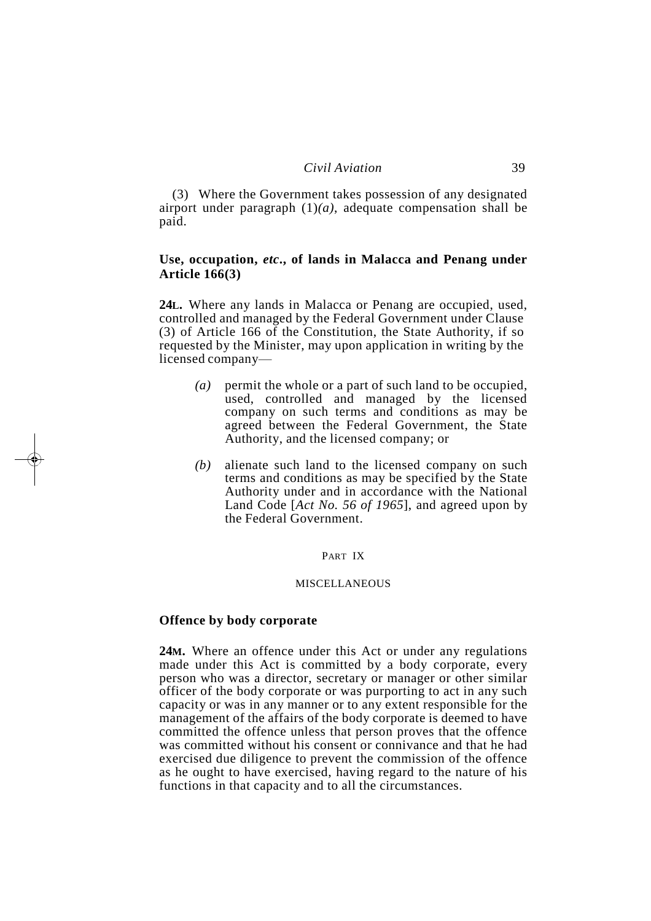(3) Where the Government takes possession of any designated airport under paragraph (1)*(a)*, adequate compensation shall be paid.

**Use, occupation, *etc*., of lands in Malacca and Penang under Article 166(3)**

**24L.** Where any lands in Malacca or Penang are occupied, used, controlled and managed by the Federal Government under Clause (3) of Article 166 of the Constitution, the State Authority, if so requested by the Minister, may upon application in writing by the licensed company—

*(a)* permit the whole or a part of such land to be occupied, used, controlled and managed by the licensed company on such terms and conditions as may be agreed between the Federal Government, the State Authority, and the licensed company; or

*(b)* alienate such land to the licensed company on such terms and conditions as may be specified by the State Authority under and in accordance with the National Land Code [*Act No. 56 of 1965*], and agreed upon by the Federal Government.

## PART IX

## MISCELLANEOUS

**Offence by body corporate**

**24M.** Where an offence under this Act or under any regulations made under this Act is committed by a body corporate, every person who was a director, secretary or manager or other similar officer of the body corporate or was purporting to act in any such capacity or was in any manner or to any extent responsible for the management of the affairs of the body corporate is deemed to have committed the offence unless that person proves that the offence was committed without his consent or connivance and that he had exercised due diligence to prevent the commission of the offence as he ought to have exercised, having regard to the nature of his functions in that capacity and to all the circumstances.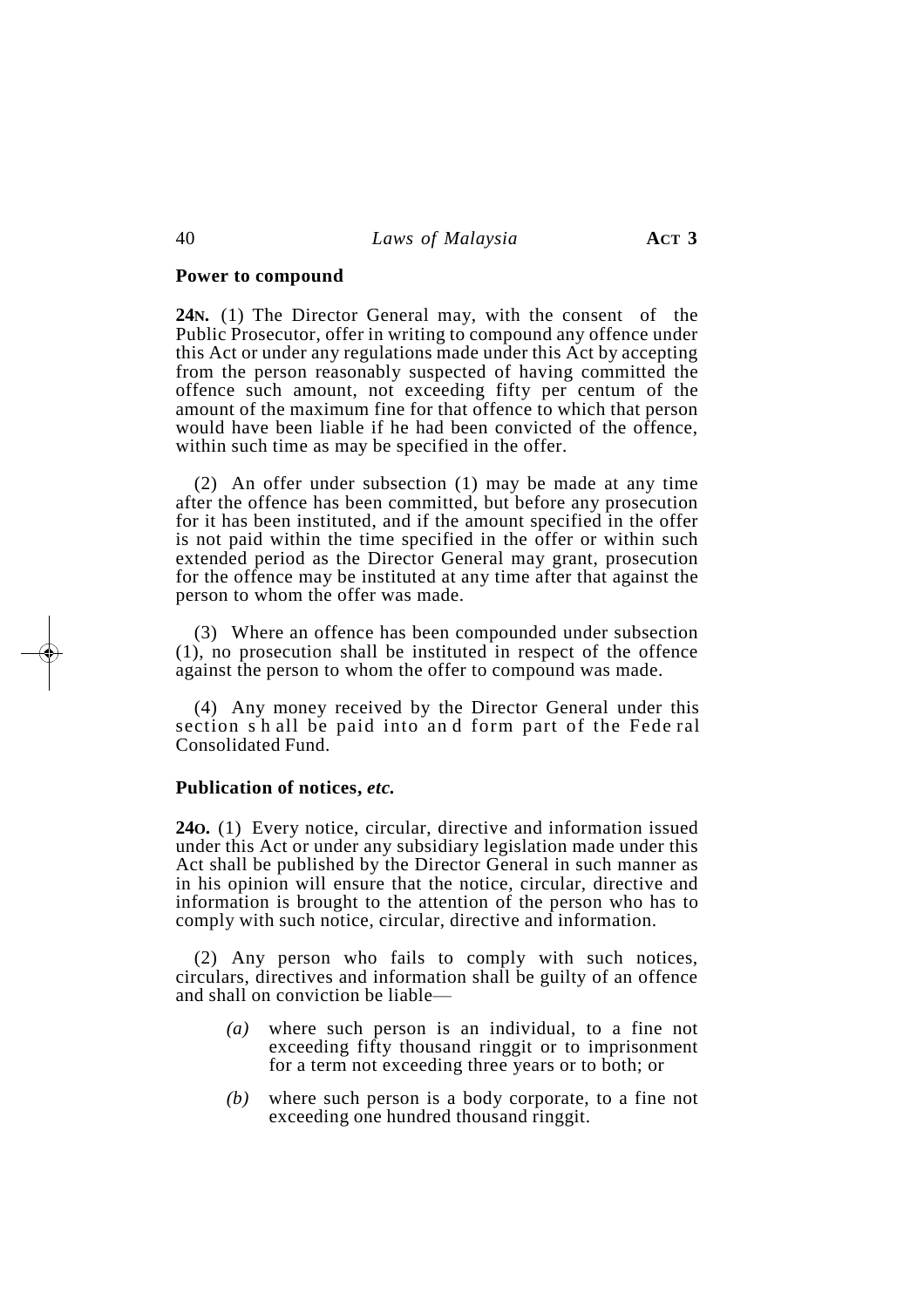**Power to compound**

**24N.** (1) The Director General may, with the consent of the Public Prosecutor, offer in writing to compound any offence under this Act or under any regulations made under this Act by accepting from the person reasonably suspected of having committed the offence such amount, not exceeding fifty per centum of the amount of the maximum fine for that offence to which that person would have been liable if he had been convicted of the offence, within such time as may be specified in the offer.

(2) An offer under subsection (1) may be made at any time after the offence has been committed, but before any prosecution for it has been instituted, and if the amount specified in the offer is not paid within the time specified in the offer or within such extended period as the Director General may grant, prosecution for the offence may be instituted at any time after that against the person to whom the offer was made.

(3) Where an offence has been compounded under subsection (1), no prosecution shall be instituted in respect of the offence against the person to whom the offer to compound was made.

(4) Any money received by the Director General under this section shall be paid into and form part of the Federal Consolidated Fund.

**Publication of notices,** ***etc.***

**24O.** (1) Every notice, circular, directive and information issued under this Act or under any subsidiary legislation made under this Act shall be published by the Director General in such manner as in his opinion will ensure that the notice, circular, directive and information is brought to the attention of the person who has to comply with such notice, circular, directive and information.

(2) Any person who fails to comply with such notices, circulars, directives and information shall be guilty of an offence and shall on conviction be liable—

*(a)* where such person is an individual, to a fine not exceeding fifty thousand ringgit or to imprisonment for a term not exceeding three years or to both; or

*(b)* where such person is a body corporate, to a fine not exceeding one hundred thousand ringgit.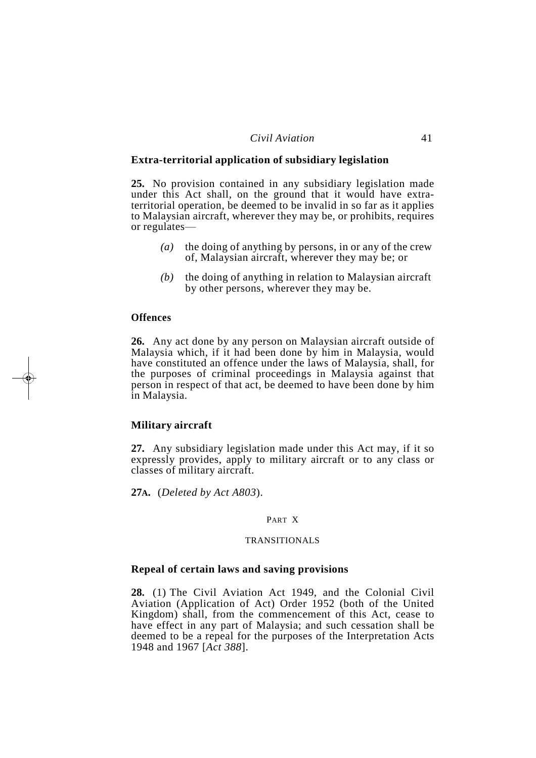### Extra-territorial application of subsidiary legislation

**25.** No provision contained in any subsidiary legislation made under this Act shall, on the ground that it would have extra-territorial operation, be deemed to be invalid in so far as it applies to Malaysian aircraft, wherever they may be, or prohibits, requires or regulates—

*(a)* the doing of anything by persons, in or any of the crew of, Malaysian aircraft, wherever they may be; or

*(b)* the doing of anything in relation to Malaysian aircraft by other persons, wherever they may be.

### Offences

**26.** Any act done by any person on Malaysian aircraft outside of Malaysia which, if it had been done by him in Malaysia, would have constituted an offence under the laws of Malaysia, shall, for the purposes of criminal proceedings in Malaysia against that person in respect of that act, be deemed to have been done by him in Malaysia.

### Military aircraft

**27.** Any subsidiary legislation made under this Act may, if it so expressly provides, apply to military aircraft or to any class or classes of military aircraft.

**27A.** (*Deleted by Act A803*).

## PART X

## TRANSITIONALS

### Repeal of certain laws and saving provisions

**28.** (1) The Civil Aviation Act 1949, and the Colonial Civil Aviation (Application of Act) Order 1952 (both of the United Kingdom) shall, from the commencement of this Act, cease to have effect in any part of Malaysia; and such cessation shall be deemed to be a repeal for the purposes of the Interpretation Acts 1948 and 1967 [*Act 388*].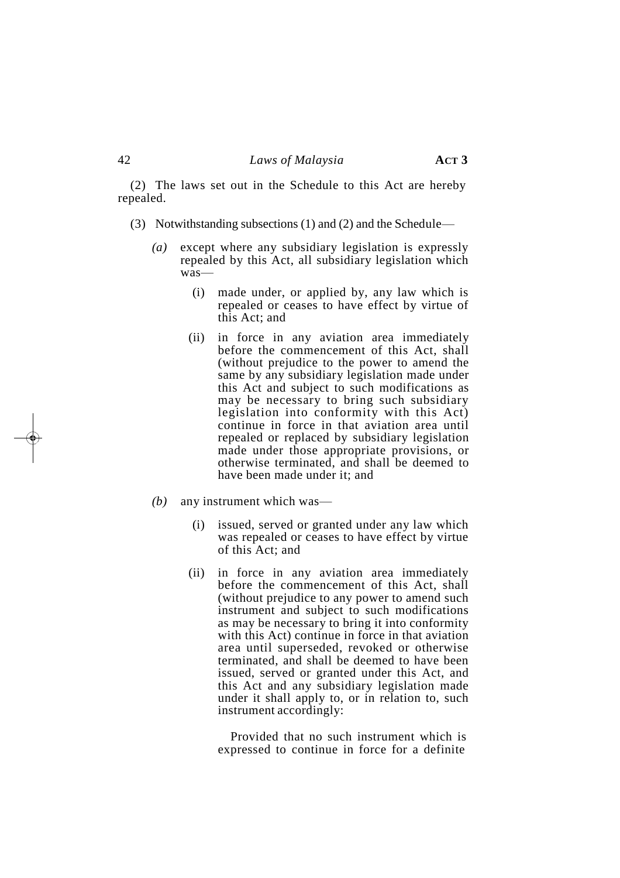(2) The laws set out in the Schedule to this Act are hereby repealed.

(3) Notwithstanding subsections (1) and (2) and the Schedule—

*(a)* except where any subsidiary legislation is expressly repealed by this Act, all subsidiary legislation which was—

(i) made under, or applied by, any law which is repealed or ceases to have effect by virtue of this Act; and

(ii) in force in any aviation area immediately before the commencement of this Act, shall (without prejudice to the power to amend the same by any subsidiary legislation made under this Act and subject to such modifications as may be necessary to bring such subsidiary legislation into conformity with this Act) continue in force in that aviation area until repealed or replaced by subsidiary legislation made under those appropriate provisions, or otherwise terminated, and shall be deemed to have been made under it; and

*(b)* any instrument which was—

(i) issued, served or granted under any law which was repealed or ceases to have effect by virtue of this Act; and

(ii) in force in any aviation area immediately before the commencement of this Act, shall (without prejudice to any power to amend such instrument and subject to such modifications as may be necessary to bring it into conformity with this Act) continue in force in that aviation area until superseded, revoked or otherwise terminated, and shall be deemed to have been issued, served or granted under this Act, and this Act and any subsidiary legislation made under it shall apply to, or in relation to, such instrument accordingly:

Provided that no such instrument which is expressed to continue in force for a definite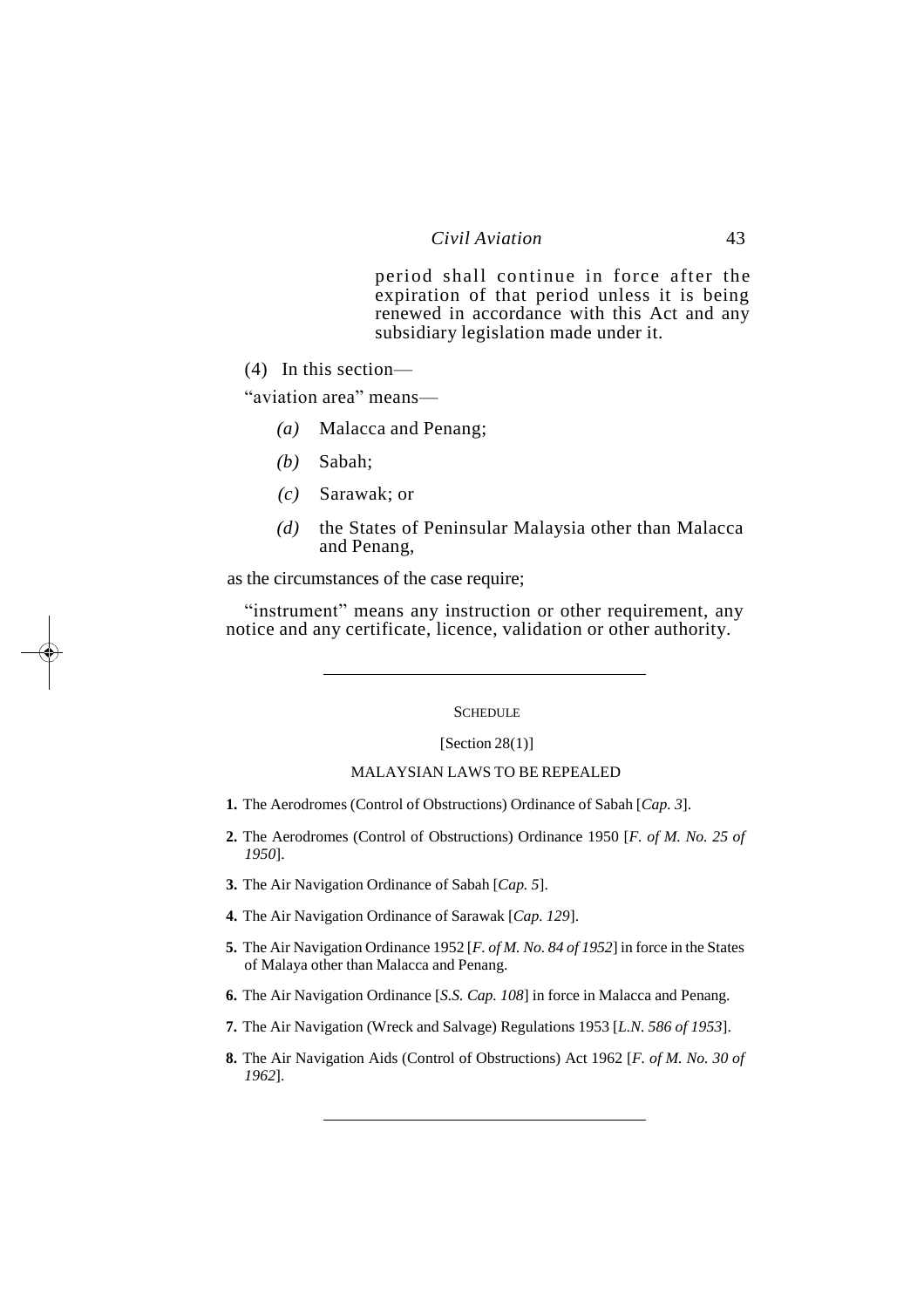period shall continue in force after the expiration of that period unless it is being renewed in accordance with this Act and any subsidiary legislation made under it.

(4) In this section—

"aviation area" means—

*(a)* Malacca and Penang;

*(b)* Sabah;

*(c)* Sarawak; or

*(d)* the States of Peninsular Malaysia other than Malacca and Penang,

as the circumstances of the case require;

"instrument" means any instruction or other requirement, any notice and any certificate, licence, validation or other authority.

---

## SCHEDULE

[Section 28(1)]

### MALAYSIAN LAWS TO BE REPEALED

**1.** The Aerodromes (Control of Obstructions) Ordinance of Sabah [*Cap. 3*].

**2.** The Aerodromes (Control of Obstructions) Ordinance 1950 [*F. of M. No. 25 of 1950*].

**3.** The Air Navigation Ordinance of Sabah [*Cap. 5*].

**4.** The Air Navigation Ordinance of Sarawak [*Cap. 129*].

**5.** The Air Navigation Ordinance 1952 [*F. of M. No. 84 of 1952*] in force in the States of Malaya other than Malacca and Penang.

**6.** The Air Navigation Ordinance [*S.S. Cap. 108*] in force in Malacca and Penang.

**7.** The Air Navigation (Wreck and Salvage) Regulations 1953 [*L.N. 586 of 1953*].

**8.** The Air Navigation Aids (Control of Obstructions) Act 1962 [*F. of M. No. 30 of 1962*].

---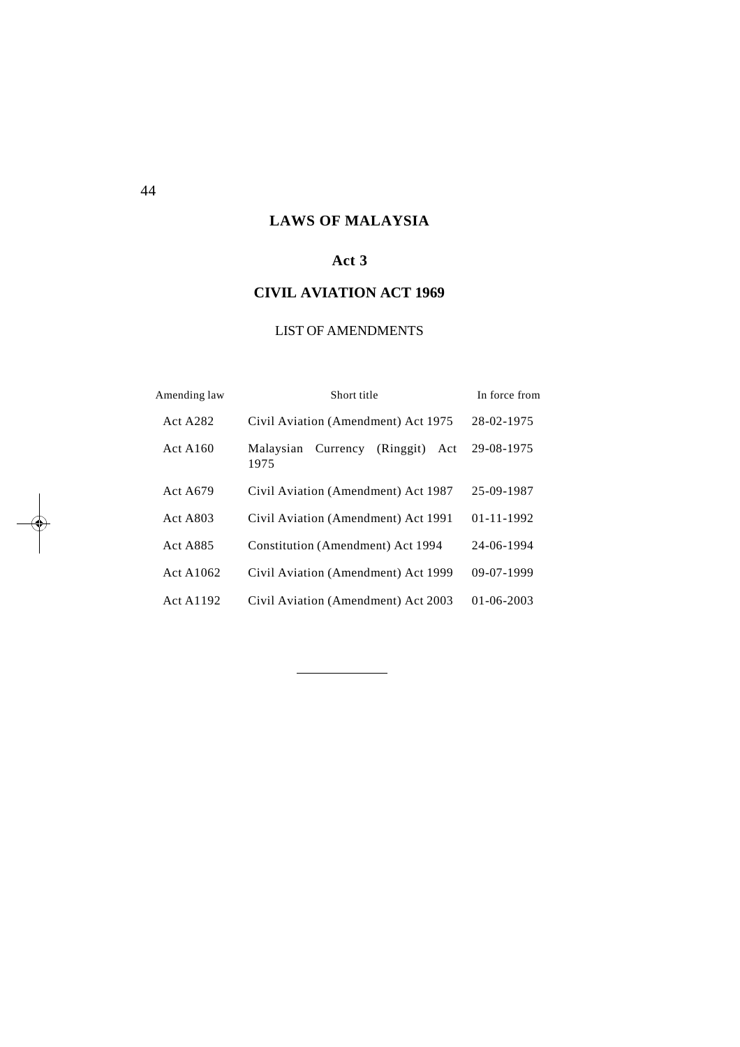# LAWS OF MALAYSIA

## Act 3

## CIVIL AVIATION ACT 1969

LIST OF AMENDMENTS

| Amending law | Short title | In force from |
|---|---|---|
| Act A282 | Civil Aviation (Amendment) Act 1975 | 28-02-1975 |
| Act A160 | Malaysian Currency (Ringgit) Act 1975 | 29-08-1975 |
| Act A679 | Civil Aviation (Amendment) Act 1987 | 25-09-1987 |
| Act A803 | Civil Aviation (Amendment) Act 1991 | 01-11-1992 |
| Act A885 | Constitution (Amendment) Act 1994 | 24-06-1994 |
| Act A1062 | Civil Aviation (Amendment) Act 1999 | 09-07-1999 |
| Act A1192 | Civil Aviation (Amendment) Act 2003 | 01-06-2003 |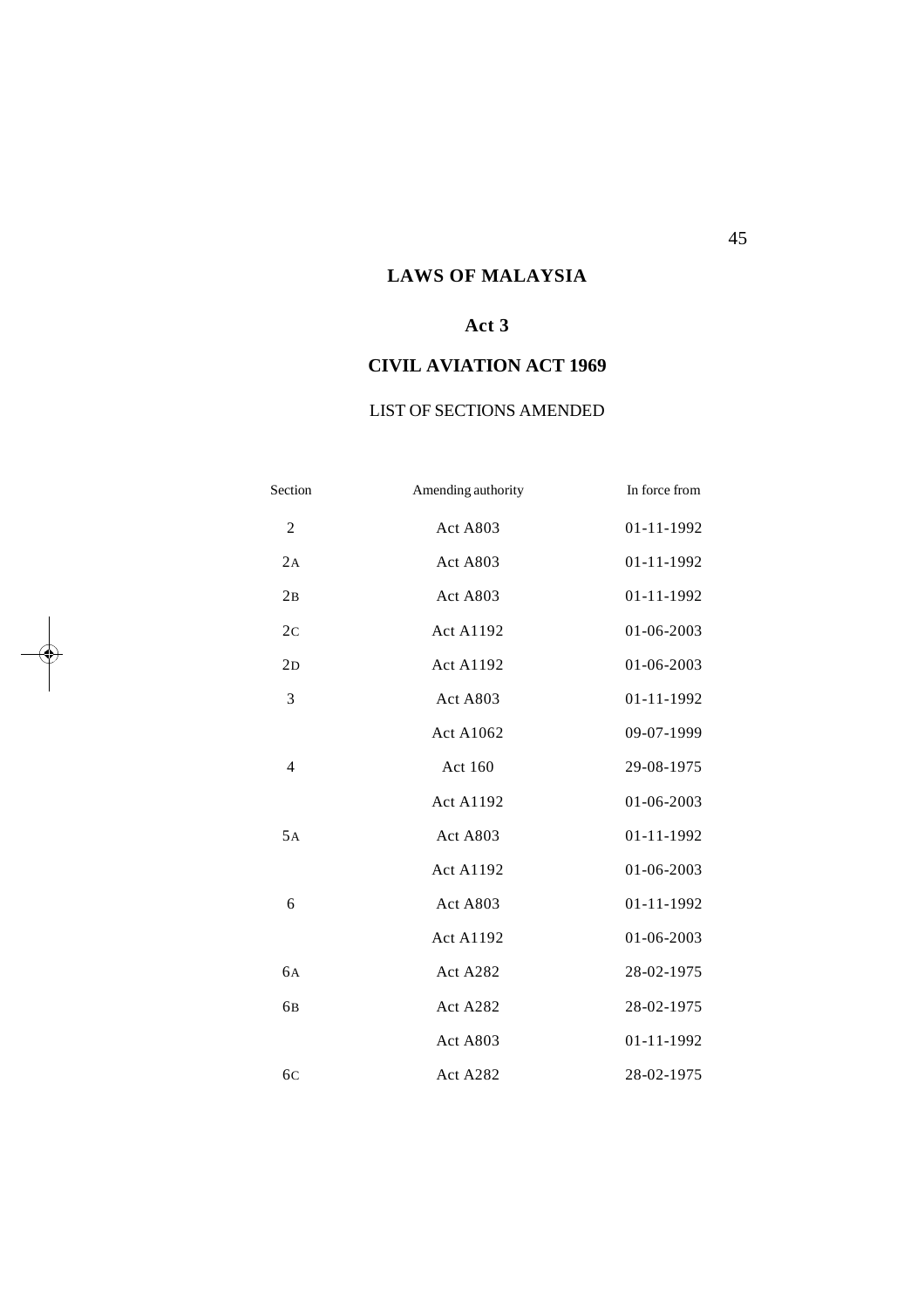# LAWS OF MALAYSIA

## Act 3

## CIVIL AVIATION ACT 1969

LIST OF SECTIONS AMENDED

| Section | Amending authority | In force from |
|---|---|---|
| 2 | Act A803 | 01-11-1992 |
| 2A | Act A803 | 01-11-1992 |
| 2B | Act A803 | 01-11-1992 |
| 2C | Act A1192 | 01-06-2003 |
| 2D | Act A1192 | 01-06-2003 |
| 3 | Act A803 | 01-11-1992 |
| | Act A1062 | 09-07-1999 |
| 4 | Act 160 | 29-08-1975 |
| | Act A1192 | 01-06-2003 |
| 5A | Act A803 | 01-11-1992 |
| | Act A1192 | 01-06-2003 |
| 6 | Act A803 | 01-11-1992 |
| | Act A1192 | 01-06-2003 |
| 6A | Act A282 | 28-02-1975 |
| 6B | Act A282 | 28-02-1975 |
| | Act A803 | 01-11-1992 |
| 6C | Act A282 | 28-02-1975 |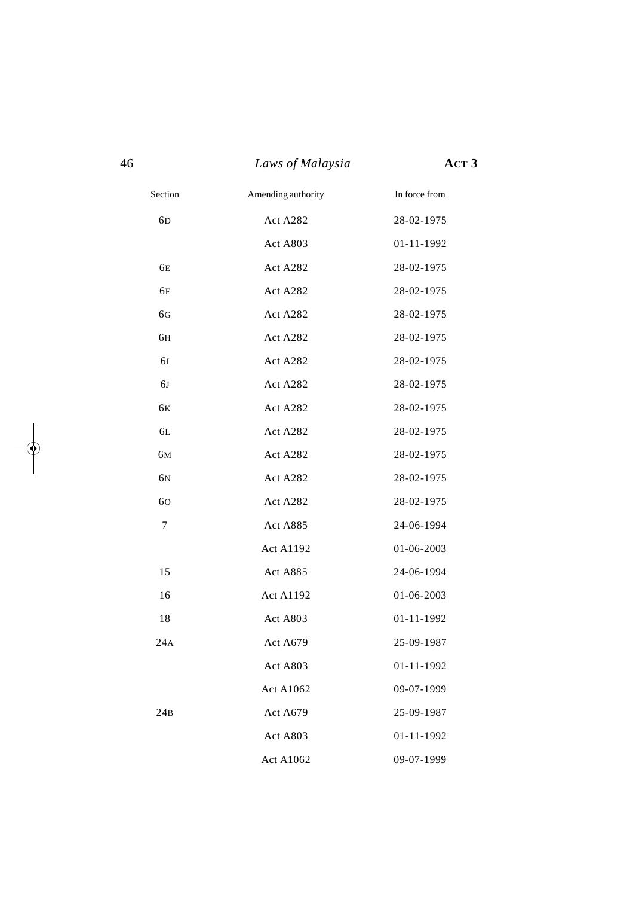| Section | Amending authority | In force from |
|---|---|---|
| 6D | Act A282 | 28-02-1975 |
| | Act A803 | 01-11-1992 |
| 6E | Act A282 | 28-02-1975 |
| 6F | Act A282 | 28-02-1975 |
| 6G | Act A282 | 28-02-1975 |
| 6H | Act A282 | 28-02-1975 |
| 6I | Act A282 | 28-02-1975 |
| 6J | Act A282 | 28-02-1975 |
| 6K | Act A282 | 28-02-1975 |
| 6L | Act A282 | 28-02-1975 |
| 6M | Act A282 | 28-02-1975 |
| 6N | Act A282 | 28-02-1975 |
| 6O | Act A282 | 28-02-1975 |
| 7 | Act A885 | 24-06-1994 |
| | Act A1192 | 01-06-2003 |
| 15 | Act A885 | 24-06-1994 |
| 16 | Act A1192 | 01-06-2003 |
| 18 | Act A803 | 01-11-1992 |
| 24A | Act A679 | 25-09-1987 |
| | Act A803 | 01-11-1992 |
| | Act A1062 | 09-07-1999 |
| 24B | Act A679 | 25-09-1987 |
| | Act A803 | 01-11-1992 |
| | Act A1062 | 09-07-1999 |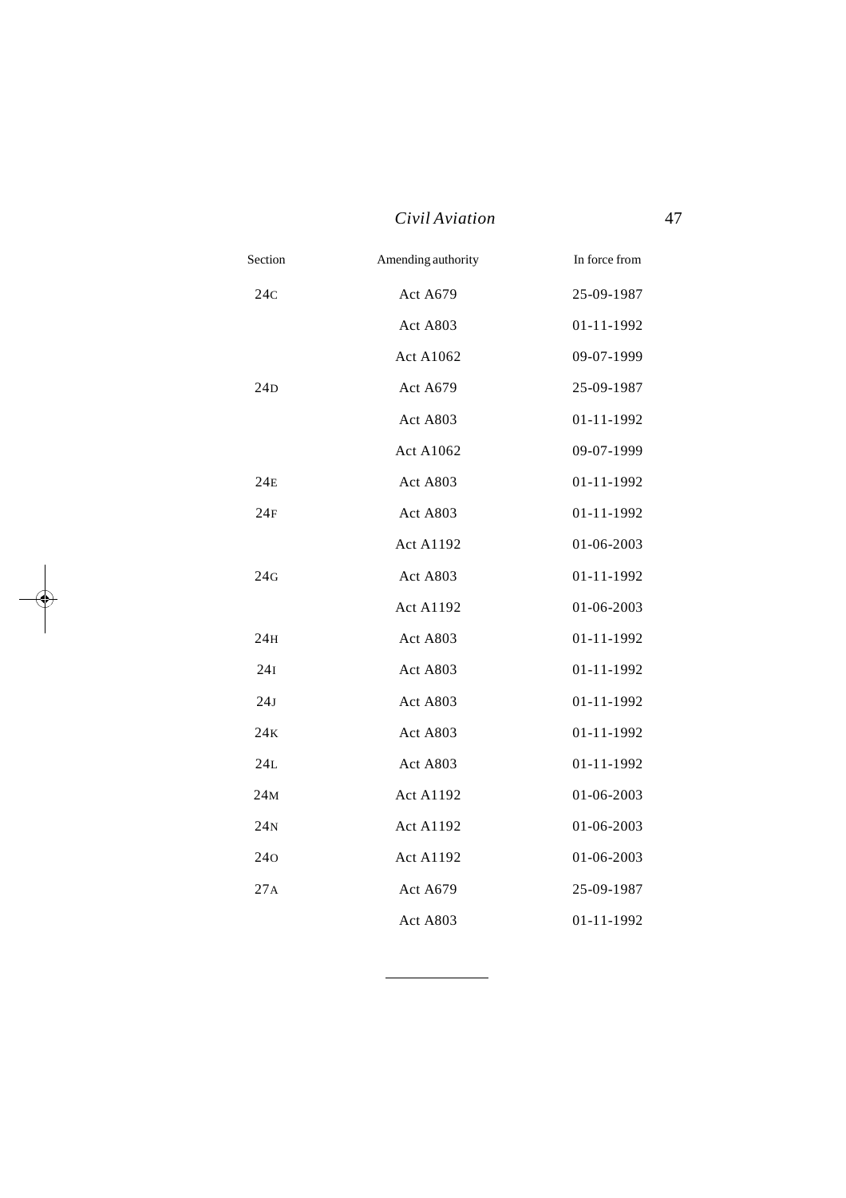| Section | Amending authority | In force from |
|---|---|---|
| 24C | Act A679 | 25-09-1987 |
| | Act A803 | 01-11-1992 |
| | Act A1062 | 09-07-1999 |
| 24D | Act A679 | 25-09-1987 |
| | Act A803 | 01-11-1992 |
| | Act A1062 | 09-07-1999 |
| 24E | Act A803 | 01-11-1992 |
| 24F | Act A803 | 01-11-1992 |
| | Act A1192 | 01-06-2003 |
| 24G | Act A803 | 01-11-1992 |
| | Act A1192 | 01-06-2003 |
| 24H | Act A803 | 01-11-1992 |
| 24I | Act A803 | 01-11-1992 |
| 24J | Act A803 | 01-11-1992 |
| 24K | Act A803 | 01-11-1992 |
| 24L | Act A803 | 01-11-1992 |
| 24M | Act A1192 | 01-06-2003 |
| 24N | Act A1192 | 01-06-2003 |
| 24O | Act A1192 | 01-06-2003 |
| 27A | Act A679 | 25-09-1987 |
| | Act A803 | 01-11-1992 |